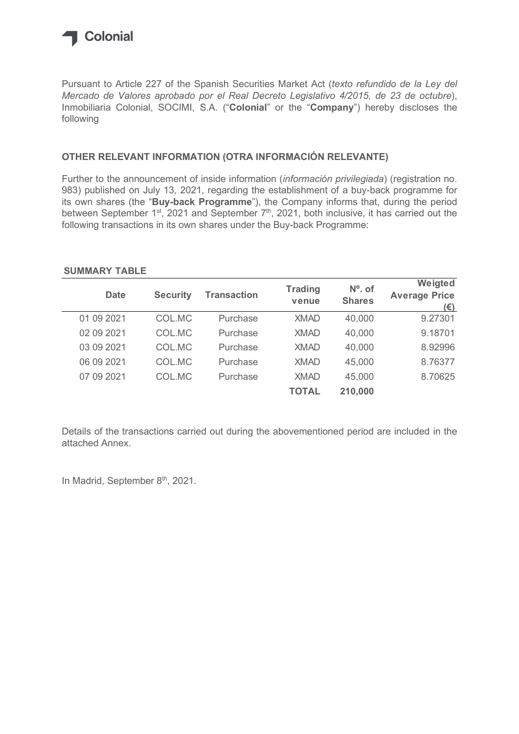Colonial

Pursuant to Article 227 of the Spanish Securities Market Act (*texto refundido de la Ley del Mercado de Valores aprobado por el Real Decreto Legislativo 4/2015, de 23 de octubre*), Inmobiliaria Colonial, SOCIMI, S.A. ("**Colonial**" or the "**Company**") hereby discloses the following

## OTHER RELEVANT INFORMATION (OTRA INFORMACIÓN RELEVANTE)

Further to the announcement of inside information (*información privilegiada*) (registration no. 983) published on July 13, 2021, regarding the establishment of a buy-back programme for its own shares (the "**Buy-back Programme**"), the Company informs that, during the period between September 1st, 2021 and September 7th, 2021, both inclusive, it has carried out the following transactions in its own shares under the Buy-back Programme:

**SUMMARY TABLE**

| Date | Security | Transaction | Trading venue | Nº. of Shares | Weigted Average Price (€) |
|---|---|---|---|---|---|
| 01 09 2021 | COL.MC | Purchase | XMAD | 40,000 | 9.27301 |
| 02 09 2021 | COL.MC | Purchase | XMAD | 40,000 | 9.18701 |
| 03 09 2021 | COL.MC | Purchase | XMAD | 40,000 | 8.92996 |
| 06 09 2021 | COL.MC | Purchase | XMAD | 45,000 | 8.76377 |
| 07 09 2021 | COL.MC | Purchase | XMAD | 45,000 | 8.70625 |
| | | | **TOTAL** | **210,000** | |

Details of the transactions carried out during the abovementioned period are included in the attached Annex.

In Madrid, September 8th, 2021.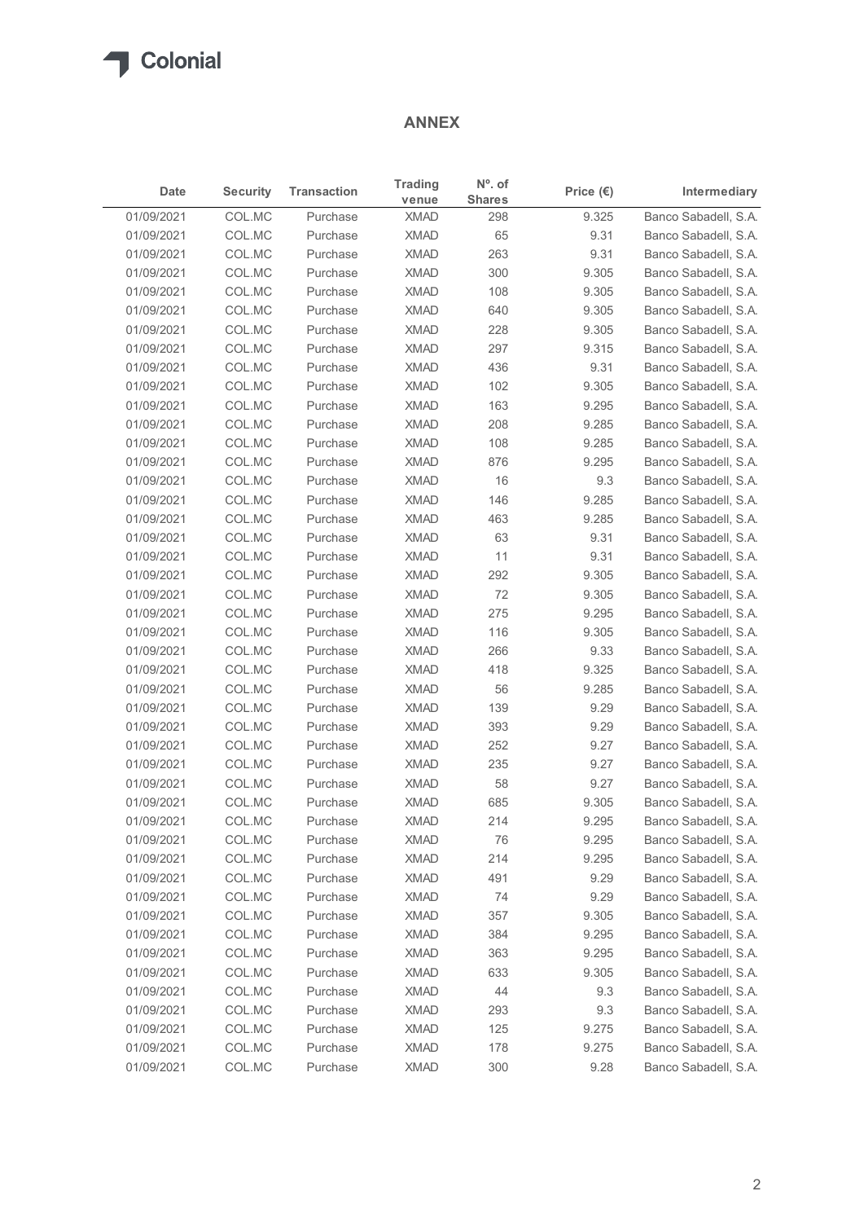## ANNEX

| Date | Security | Transaction | Trading venue | Nº. of Shares | Price (€) | Intermediary |
|---|---|---|---|---|---|---|
| 01/09/2021 | COL.MC | Purchase | XMAD | 298 | 9.325 | Banco Sabadell, S.A. |
| 01/09/2021 | COL.MC | Purchase | XMAD | 65 | 9.31 | Banco Sabadell, S.A. |
| 01/09/2021 | COL.MC | Purchase | XMAD | 263 | 9.31 | Banco Sabadell, S.A. |
| 01/09/2021 | COL.MC | Purchase | XMAD | 300 | 9.305 | Banco Sabadell, S.A. |
| 01/09/2021 | COL.MC | Purchase | XMAD | 108 | 9.305 | Banco Sabadell, S.A. |
| 01/09/2021 | COL.MC | Purchase | XMAD | 640 | 9.305 | Banco Sabadell, S.A. |
| 01/09/2021 | COL.MC | Purchase | XMAD | 228 | 9.305 | Banco Sabadell, S.A. |
| 01/09/2021 | COL.MC | Purchase | XMAD | 297 | 9.315 | Banco Sabadell, S.A. |
| 01/09/2021 | COL.MC | Purchase | XMAD | 436 | 9.31 | Banco Sabadell, S.A. |
| 01/09/2021 | COL.MC | Purchase | XMAD | 102 | 9.305 | Banco Sabadell, S.A. |
| 01/09/2021 | COL.MC | Purchase | XMAD | 163 | 9.295 | Banco Sabadell, S.A. |
| 01/09/2021 | COL.MC | Purchase | XMAD | 208 | 9.285 | Banco Sabadell, S.A. |
| 01/09/2021 | COL.MC | Purchase | XMAD | 108 | 9.285 | Banco Sabadell, S.A. |
| 01/09/2021 | COL.MC | Purchase | XMAD | 876 | 9.295 | Banco Sabadell, S.A. |
| 01/09/2021 | COL.MC | Purchase | XMAD | 16 | 9.3 | Banco Sabadell, S.A. |
| 01/09/2021 | COL.MC | Purchase | XMAD | 146 | 9.285 | Banco Sabadell, S.A. |
| 01/09/2021 | COL.MC | Purchase | XMAD | 463 | 9.285 | Banco Sabadell, S.A. |
| 01/09/2021 | COL.MC | Purchase | XMAD | 63 | 9.31 | Banco Sabadell, S.A. |
| 01/09/2021 | COL.MC | Purchase | XMAD | 11 | 9.31 | Banco Sabadell, S.A. |
| 01/09/2021 | COL.MC | Purchase | XMAD | 292 | 9.305 | Banco Sabadell, S.A. |
| 01/09/2021 | COL.MC | Purchase | XMAD | 72 | 9.305 | Banco Sabadell, S.A. |
| 01/09/2021 | COL.MC | Purchase | XMAD | 275 | 9.295 | Banco Sabadell, S.A. |
| 01/09/2021 | COL.MC | Purchase | XMAD | 116 | 9.305 | Banco Sabadell, S.A. |
| 01/09/2021 | COL.MC | Purchase | XMAD | 266 | 9.33 | Banco Sabadell, S.A. |
| 01/09/2021 | COL.MC | Purchase | XMAD | 418 | 9.325 | Banco Sabadell, S.A. |
| 01/09/2021 | COL.MC | Purchase | XMAD | 56 | 9.285 | Banco Sabadell, S.A. |
| 01/09/2021 | COL.MC | Purchase | XMAD | 139 | 9.29 | Banco Sabadell, S.A. |
| 01/09/2021 | COL.MC | Purchase | XMAD | 393 | 9.29 | Banco Sabadell, S.A. |
| 01/09/2021 | COL.MC | Purchase | XMAD | 252 | 9.27 | Banco Sabadell, S.A. |
| 01/09/2021 | COL.MC | Purchase | XMAD | 235 | 9.27 | Banco Sabadell, S.A. |
| 01/09/2021 | COL.MC | Purchase | XMAD | 58 | 9.27 | Banco Sabadell, S.A. |
| 01/09/2021 | COL.MC | Purchase | XMAD | 685 | 9.305 | Banco Sabadell, S.A. |
| 01/09/2021 | COL.MC | Purchase | XMAD | 214 | 9.295 | Banco Sabadell, S.A. |
| 01/09/2021 | COL.MC | Purchase | XMAD | 76 | 9.295 | Banco Sabadell, S.A. |
| 01/09/2021 | COL.MC | Purchase | XMAD | 214 | 9.295 | Banco Sabadell, S.A. |
| 01/09/2021 | COL.MC | Purchase | XMAD | 491 | 9.29 | Banco Sabadell, S.A. |
| 01/09/2021 | COL.MC | Purchase | XMAD | 74 | 9.29 | Banco Sabadell, S.A. |
| 01/09/2021 | COL.MC | Purchase | XMAD | 357 | 9.305 | Banco Sabadell, S.A. |
| 01/09/2021 | COL.MC | Purchase | XMAD | 384 | 9.295 | Banco Sabadell, S.A. |
| 01/09/2021 | COL.MC | Purchase | XMAD | 363 | 9.295 | Banco Sabadell, S.A. |
| 01/09/2021 | COL.MC | Purchase | XMAD | 633 | 9.305 | Banco Sabadell, S.A. |
| 01/09/2021 | COL.MC | Purchase | XMAD | 44 | 9.3 | Banco Sabadell, S.A. |
| 01/09/2021 | COL.MC | Purchase | XMAD | 293 | 9.3 | Banco Sabadell, S.A. |
| 01/09/2021 | COL.MC | Purchase | XMAD | 125 | 9.275 | Banco Sabadell, S.A. |
| 01/09/2021 | COL.MC | Purchase | XMAD | 178 | 9.275 | Banco Sabadell, S.A. |
| 01/09/2021 | COL.MC | Purchase | XMAD | 300 | 9.28 | Banco Sabadell, S.A. |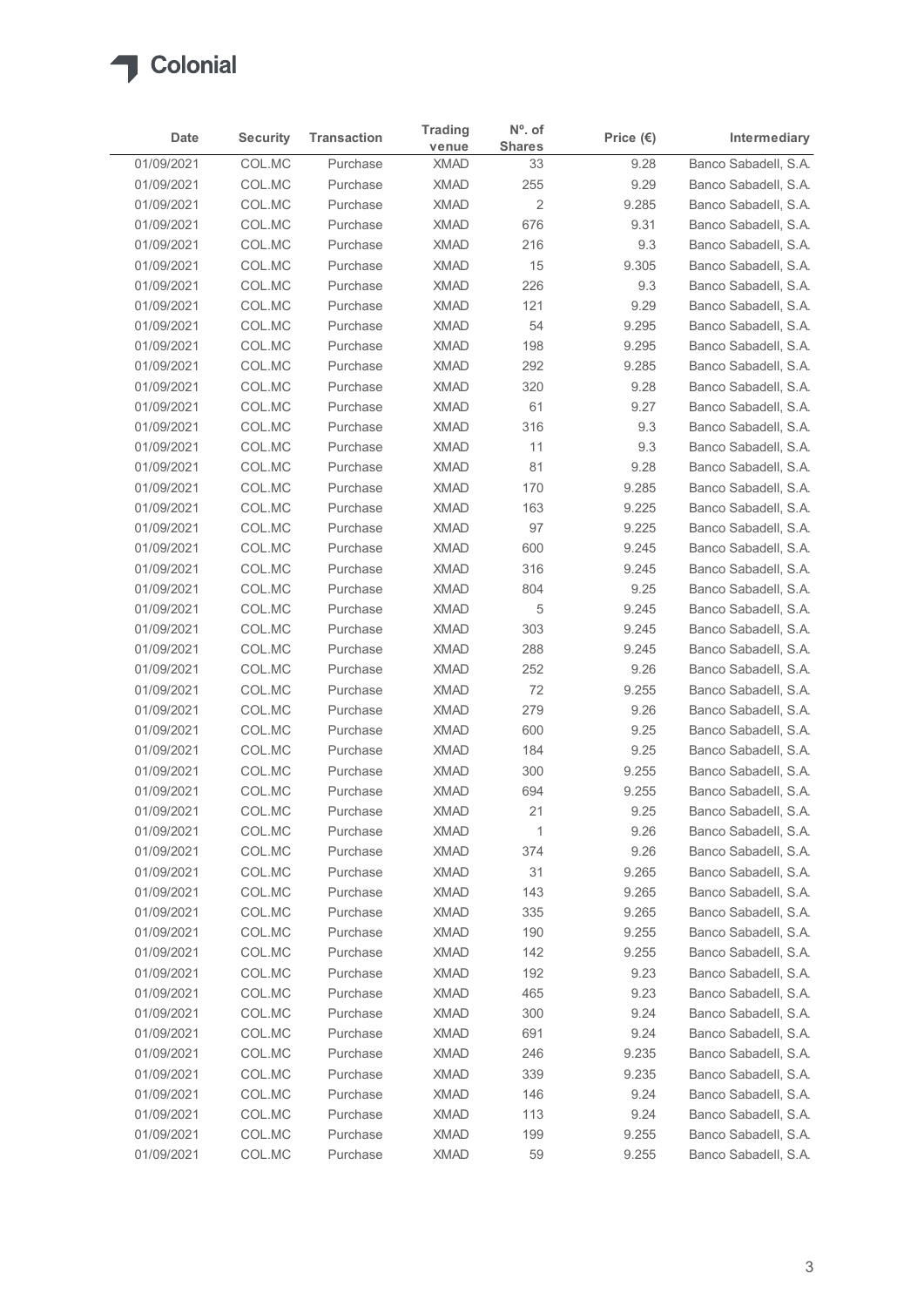| Date | Security | Transaction | Trading venue | Nº. of Shares | Price (€) | Intermediary |
|---|---|---|---|---|---|---|
| 01/09/2021 | COL.MC | Purchase | XMAD | 33 | 9.28 | Banco Sabadell, S.A. |
| 01/09/2021 | COL.MC | Purchase | XMAD | 255 | 9.29 | Banco Sabadell, S.A. |
| 01/09/2021 | COL.MC | Purchase | XMAD | 2 | 9.285 | Banco Sabadell, S.A. |
| 01/09/2021 | COL.MC | Purchase | XMAD | 676 | 9.31 | Banco Sabadell, S.A. |
| 01/09/2021 | COL.MC | Purchase | XMAD | 216 | 9.3 | Banco Sabadell, S.A. |
| 01/09/2021 | COL.MC | Purchase | XMAD | 15 | 9.305 | Banco Sabadell, S.A. |
| 01/09/2021 | COL.MC | Purchase | XMAD | 226 | 9.3 | Banco Sabadell, S.A. |
| 01/09/2021 | COL.MC | Purchase | XMAD | 121 | 9.29 | Banco Sabadell, S.A. |
| 01/09/2021 | COL.MC | Purchase | XMAD | 54 | 9.295 | Banco Sabadell, S.A. |
| 01/09/2021 | COL.MC | Purchase | XMAD | 198 | 9.295 | Banco Sabadell, S.A. |
| 01/09/2021 | COL.MC | Purchase | XMAD | 292 | 9.285 | Banco Sabadell, S.A. |
| 01/09/2021 | COL.MC | Purchase | XMAD | 320 | 9.28 | Banco Sabadell, S.A. |
| 01/09/2021 | COL.MC | Purchase | XMAD | 61 | 9.27 | Banco Sabadell, S.A. |
| 01/09/2021 | COL.MC | Purchase | XMAD | 316 | 9.3 | Banco Sabadell, S.A. |
| 01/09/2021 | COL.MC | Purchase | XMAD | 11 | 9.3 | Banco Sabadell, S.A. |
| 01/09/2021 | COL.MC | Purchase | XMAD | 81 | 9.28 | Banco Sabadell, S.A. |
| 01/09/2021 | COL.MC | Purchase | XMAD | 170 | 9.285 | Banco Sabadell, S.A. |
| 01/09/2021 | COL.MC | Purchase | XMAD | 163 | 9.225 | Banco Sabadell, S.A. |
| 01/09/2021 | COL.MC | Purchase | XMAD | 97 | 9.225 | Banco Sabadell, S.A. |
| 01/09/2021 | COL.MC | Purchase | XMAD | 600 | 9.245 | Banco Sabadell, S.A. |
| 01/09/2021 | COL.MC | Purchase | XMAD | 316 | 9.245 | Banco Sabadell, S.A. |
| 01/09/2021 | COL.MC | Purchase | XMAD | 804 | 9.25 | Banco Sabadell, S.A. |
| 01/09/2021 | COL.MC | Purchase | XMAD | 5 | 9.245 | Banco Sabadell, S.A. |
| 01/09/2021 | COL.MC | Purchase | XMAD | 303 | 9.245 | Banco Sabadell, S.A. |
| 01/09/2021 | COL.MC | Purchase | XMAD | 288 | 9.245 | Banco Sabadell, S.A. |
| 01/09/2021 | COL.MC | Purchase | XMAD | 252 | 9.26 | Banco Sabadell, S.A. |
| 01/09/2021 | COL.MC | Purchase | XMAD | 72 | 9.255 | Banco Sabadell, S.A. |
| 01/09/2021 | COL.MC | Purchase | XMAD | 279 | 9.26 | Banco Sabadell, S.A. |
| 01/09/2021 | COL.MC | Purchase | XMAD | 600 | 9.25 | Banco Sabadell, S.A. |
| 01/09/2021 | COL.MC | Purchase | XMAD | 184 | 9.25 | Banco Sabadell, S.A. |
| 01/09/2021 | COL.MC | Purchase | XMAD | 300 | 9.255 | Banco Sabadell, S.A. |
| 01/09/2021 | COL.MC | Purchase | XMAD | 694 | 9.255 | Banco Sabadell, S.A. |
| 01/09/2021 | COL.MC | Purchase | XMAD | 21 | 9.25 | Banco Sabadell, S.A. |
| 01/09/2021 | COL.MC | Purchase | XMAD | 1 | 9.26 | Banco Sabadell, S.A. |
| 01/09/2021 | COL.MC | Purchase | XMAD | 374 | 9.26 | Banco Sabadell, S.A. |
| 01/09/2021 | COL.MC | Purchase | XMAD | 31 | 9.265 | Banco Sabadell, S.A. |
| 01/09/2021 | COL.MC | Purchase | XMAD | 143 | 9.265 | Banco Sabadell, S.A. |
| 01/09/2021 | COL.MC | Purchase | XMAD | 335 | 9.265 | Banco Sabadell, S.A. |
| 01/09/2021 | COL.MC | Purchase | XMAD | 190 | 9.255 | Banco Sabadell, S.A. |
| 01/09/2021 | COL.MC | Purchase | XMAD | 142 | 9.255 | Banco Sabadell, S.A. |
| 01/09/2021 | COL.MC | Purchase | XMAD | 192 | 9.23 | Banco Sabadell, S.A. |
| 01/09/2021 | COL.MC | Purchase | XMAD | 465 | 9.23 | Banco Sabadell, S.A. |
| 01/09/2021 | COL.MC | Purchase | XMAD | 300 | 9.24 | Banco Sabadell, S.A. |
| 01/09/2021 | COL.MC | Purchase | XMAD | 691 | 9.24 | Banco Sabadell, S.A. |
| 01/09/2021 | COL.MC | Purchase | XMAD | 246 | 9.235 | Banco Sabadell, S.A. |
| 01/09/2021 | COL.MC | Purchase | XMAD | 339 | 9.235 | Banco Sabadell, S.A. |
| 01/09/2021 | COL.MC | Purchase | XMAD | 146 | 9.24 | Banco Sabadell, S.A. |
| 01/09/2021 | COL.MC | Purchase | XMAD | 113 | 9.24 | Banco Sabadell, S.A. |
| 01/09/2021 | COL.MC | Purchase | XMAD | 199 | 9.255 | Banco Sabadell, S.A. |
| 01/09/2021 | COL.MC | Purchase | XMAD | 59 | 9.255 | Banco Sabadell, S.A. |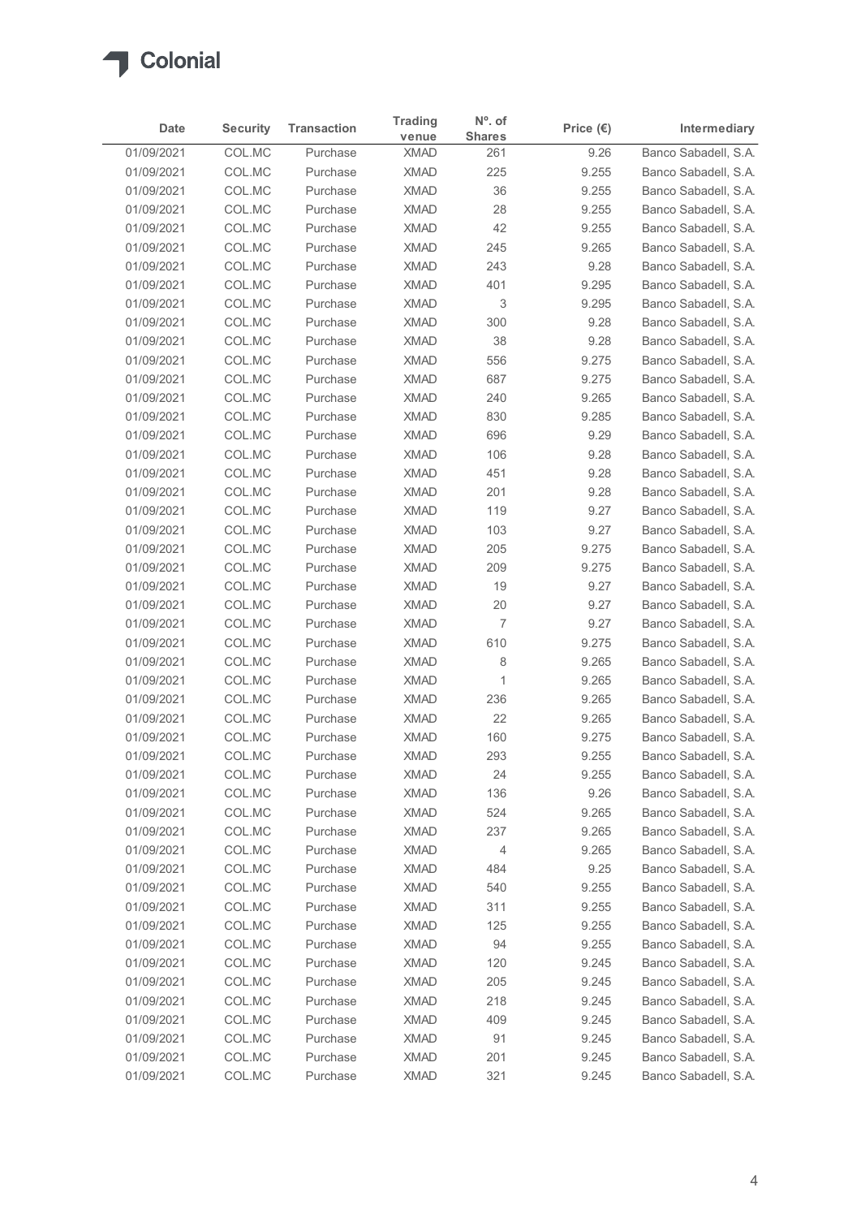Colonial

| Date | Security | Transaction | Trading venue | Nº. of Shares | Price (€) | Intermediary |
|---|---|---|---|---|---|---|
| 01/09/2021 | COL.MC | Purchase | XMAD | 261 | 9.26 | Banco Sabadell, S.A. |
| 01/09/2021 | COL.MC | Purchase | XMAD | 225 | 9.255 | Banco Sabadell, S.A. |
| 01/09/2021 | COL.MC | Purchase | XMAD | 36 | 9.255 | Banco Sabadell, S.A. |
| 01/09/2021 | COL.MC | Purchase | XMAD | 28 | 9.255 | Banco Sabadell, S.A. |
| 01/09/2021 | COL.MC | Purchase | XMAD | 42 | 9.255 | Banco Sabadell, S.A. |
| 01/09/2021 | COL.MC | Purchase | XMAD | 245 | 9.265 | Banco Sabadell, S.A. |
| 01/09/2021 | COL.MC | Purchase | XMAD | 243 | 9.28 | Banco Sabadell, S.A. |
| 01/09/2021 | COL.MC | Purchase | XMAD | 401 | 9.295 | Banco Sabadell, S.A. |
| 01/09/2021 | COL.MC | Purchase | XMAD | 3 | 9.295 | Banco Sabadell, S.A. |
| 01/09/2021 | COL.MC | Purchase | XMAD | 300 | 9.28 | Banco Sabadell, S.A. |
| 01/09/2021 | COL.MC | Purchase | XMAD | 38 | 9.28 | Banco Sabadell, S.A. |
| 01/09/2021 | COL.MC | Purchase | XMAD | 556 | 9.275 | Banco Sabadell, S.A. |
| 01/09/2021 | COL.MC | Purchase | XMAD | 687 | 9.275 | Banco Sabadell, S.A. |
| 01/09/2021 | COL.MC | Purchase | XMAD | 240 | 9.265 | Banco Sabadell, S.A. |
| 01/09/2021 | COL.MC | Purchase | XMAD | 830 | 9.285 | Banco Sabadell, S.A. |
| 01/09/2021 | COL.MC | Purchase | XMAD | 696 | 9.29 | Banco Sabadell, S.A. |
| 01/09/2021 | COL.MC | Purchase | XMAD | 106 | 9.28 | Banco Sabadell, S.A. |
| 01/09/2021 | COL.MC | Purchase | XMAD | 451 | 9.28 | Banco Sabadell, S.A. |
| 01/09/2021 | COL.MC | Purchase | XMAD | 201 | 9.28 | Banco Sabadell, S.A. |
| 01/09/2021 | COL.MC | Purchase | XMAD | 119 | 9.27 | Banco Sabadell, S.A. |
| 01/09/2021 | COL.MC | Purchase | XMAD | 103 | 9.27 | Banco Sabadell, S.A. |
| 01/09/2021 | COL.MC | Purchase | XMAD | 205 | 9.275 | Banco Sabadell, S.A. |
| 01/09/2021 | COL.MC | Purchase | XMAD | 209 | 9.275 | Banco Sabadell, S.A. |
| 01/09/2021 | COL.MC | Purchase | XMAD | 19 | 9.27 | Banco Sabadell, S.A. |
| 01/09/2021 | COL.MC | Purchase | XMAD | 20 | 9.27 | Banco Sabadell, S.A. |
| 01/09/2021 | COL.MC | Purchase | XMAD | 7 | 9.27 | Banco Sabadell, S.A. |
| 01/09/2021 | COL.MC | Purchase | XMAD | 610 | 9.275 | Banco Sabadell, S.A. |
| 01/09/2021 | COL.MC | Purchase | XMAD | 8 | 9.265 | Banco Sabadell, S.A. |
| 01/09/2021 | COL.MC | Purchase | XMAD | 1 | 9.265 | Banco Sabadell, S.A. |
| 01/09/2021 | COL.MC | Purchase | XMAD | 236 | 9.265 | Banco Sabadell, S.A. |
| 01/09/2021 | COL.MC | Purchase | XMAD | 22 | 9.265 | Banco Sabadell, S.A. |
| 01/09/2021 | COL.MC | Purchase | XMAD | 160 | 9.275 | Banco Sabadell, S.A. |
| 01/09/2021 | COL.MC | Purchase | XMAD | 293 | 9.255 | Banco Sabadell, S.A. |
| 01/09/2021 | COL.MC | Purchase | XMAD | 24 | 9.255 | Banco Sabadell, S.A. |
| 01/09/2021 | COL.MC | Purchase | XMAD | 136 | 9.26 | Banco Sabadell, S.A. |
| 01/09/2021 | COL.MC | Purchase | XMAD | 524 | 9.265 | Banco Sabadell, S.A. |
| 01/09/2021 | COL.MC | Purchase | XMAD | 237 | 9.265 | Banco Sabadell, S.A. |
| 01/09/2021 | COL.MC | Purchase | XMAD | 4 | 9.265 | Banco Sabadell, S.A. |
| 01/09/2021 | COL.MC | Purchase | XMAD | 484 | 9.25 | Banco Sabadell, S.A. |
| 01/09/2021 | COL.MC | Purchase | XMAD | 540 | 9.255 | Banco Sabadell, S.A. |
| 01/09/2021 | COL.MC | Purchase | XMAD | 311 | 9.255 | Banco Sabadell, S.A. |
| 01/09/2021 | COL.MC | Purchase | XMAD | 125 | 9.255 | Banco Sabadell, S.A. |
| 01/09/2021 | COL.MC | Purchase | XMAD | 94 | 9.255 | Banco Sabadell, S.A. |
| 01/09/2021 | COL.MC | Purchase | XMAD | 120 | 9.245 | Banco Sabadell, S.A. |
| 01/09/2021 | COL.MC | Purchase | XMAD | 205 | 9.245 | Banco Sabadell, S.A. |
| 01/09/2021 | COL.MC | Purchase | XMAD | 218 | 9.245 | Banco Sabadell, S.A. |
| 01/09/2021 | COL.MC | Purchase | XMAD | 409 | 9.245 | Banco Sabadell, S.A. |
| 01/09/2021 | COL.MC | Purchase | XMAD | 91 | 9.245 | Banco Sabadell, S.A. |
| 01/09/2021 | COL.MC | Purchase | XMAD | 201 | 9.245 | Banco Sabadell, S.A. |
| 01/09/2021 | COL.MC | Purchase | XMAD | 321 | 9.245 | Banco Sabadell, S.A. |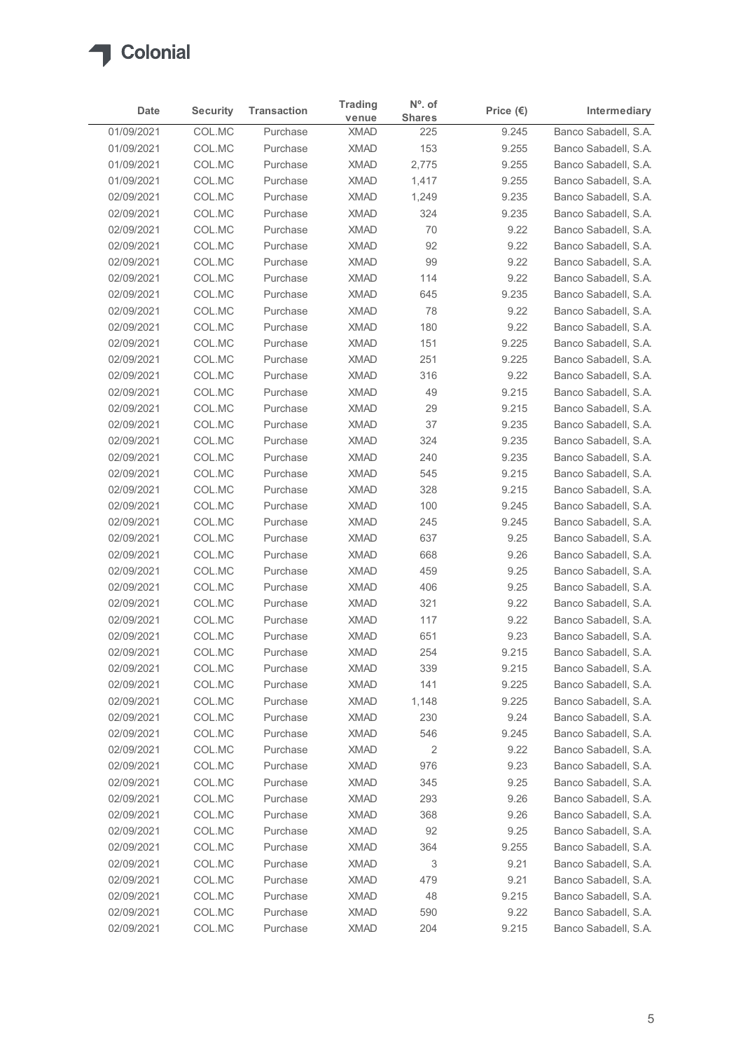Colonial

| Date | Security | Transaction | Trading venue | Nº. of Shares | Price (€) | Intermediary |
|---|---|---|---|---|---|---|
| 01/09/2021 | COL.MC | Purchase | XMAD | 225 | 9.245 | Banco Sabadell, S.A. |
| 01/09/2021 | COL.MC | Purchase | XMAD | 153 | 9.255 | Banco Sabadell, S.A. |
| 01/09/2021 | COL.MC | Purchase | XMAD | 2,775 | 9.255 | Banco Sabadell, S.A. |
| 01/09/2021 | COL.MC | Purchase | XMAD | 1,417 | 9.255 | Banco Sabadell, S.A. |
| 02/09/2021 | COL.MC | Purchase | XMAD | 1,249 | 9.235 | Banco Sabadell, S.A. |
| 02/09/2021 | COL.MC | Purchase | XMAD | 324 | 9.235 | Banco Sabadell, S.A. |
| 02/09/2021 | COL.MC | Purchase | XMAD | 70 | 9.22 | Banco Sabadell, S.A. |
| 02/09/2021 | COL.MC | Purchase | XMAD | 92 | 9.22 | Banco Sabadell, S.A. |
| 02/09/2021 | COL.MC | Purchase | XMAD | 99 | 9.22 | Banco Sabadell, S.A. |
| 02/09/2021 | COL.MC | Purchase | XMAD | 114 | 9.22 | Banco Sabadell, S.A. |
| 02/09/2021 | COL.MC | Purchase | XMAD | 645 | 9.235 | Banco Sabadell, S.A. |
| 02/09/2021 | COL.MC | Purchase | XMAD | 78 | 9.22 | Banco Sabadell, S.A. |
| 02/09/2021 | COL.MC | Purchase | XMAD | 180 | 9.22 | Banco Sabadell, S.A. |
| 02/09/2021 | COL.MC | Purchase | XMAD | 151 | 9.225 | Banco Sabadell, S.A. |
| 02/09/2021 | COL.MC | Purchase | XMAD | 251 | 9.225 | Banco Sabadell, S.A. |
| 02/09/2021 | COL.MC | Purchase | XMAD | 316 | 9.22 | Banco Sabadell, S.A. |
| 02/09/2021 | COL.MC | Purchase | XMAD | 49 | 9.215 | Banco Sabadell, S.A. |
| 02/09/2021 | COL.MC | Purchase | XMAD | 29 | 9.215 | Banco Sabadell, S.A. |
| 02/09/2021 | COL.MC | Purchase | XMAD | 37 | 9.235 | Banco Sabadell, S.A. |
| 02/09/2021 | COL.MC | Purchase | XMAD | 324 | 9.235 | Banco Sabadell, S.A. |
| 02/09/2021 | COL.MC | Purchase | XMAD | 240 | 9.235 | Banco Sabadell, S.A. |
| 02/09/2021 | COL.MC | Purchase | XMAD | 545 | 9.215 | Banco Sabadell, S.A. |
| 02/09/2021 | COL.MC | Purchase | XMAD | 328 | 9.215 | Banco Sabadell, S.A. |
| 02/09/2021 | COL.MC | Purchase | XMAD | 100 | 9.245 | Banco Sabadell, S.A. |
| 02/09/2021 | COL.MC | Purchase | XMAD | 245 | 9.245 | Banco Sabadell, S.A. |
| 02/09/2021 | COL.MC | Purchase | XMAD | 637 | 9.25 | Banco Sabadell, S.A. |
| 02/09/2021 | COL.MC | Purchase | XMAD | 668 | 9.26 | Banco Sabadell, S.A. |
| 02/09/2021 | COL.MC | Purchase | XMAD | 459 | 9.25 | Banco Sabadell, S.A. |
| 02/09/2021 | COL.MC | Purchase | XMAD | 406 | 9.25 | Banco Sabadell, S.A. |
| 02/09/2021 | COL.MC | Purchase | XMAD | 321 | 9.22 | Banco Sabadell, S.A. |
| 02/09/2021 | COL.MC | Purchase | XMAD | 117 | 9.22 | Banco Sabadell, S.A. |
| 02/09/2021 | COL.MC | Purchase | XMAD | 651 | 9.23 | Banco Sabadell, S.A. |
| 02/09/2021 | COL.MC | Purchase | XMAD | 254 | 9.215 | Banco Sabadell, S.A. |
| 02/09/2021 | COL.MC | Purchase | XMAD | 339 | 9.215 | Banco Sabadell, S.A. |
| 02/09/2021 | COL.MC | Purchase | XMAD | 141 | 9.225 | Banco Sabadell, S.A. |
| 02/09/2021 | COL.MC | Purchase | XMAD | 1,148 | 9.225 | Banco Sabadell, S.A. |
| 02/09/2021 | COL.MC | Purchase | XMAD | 230 | 9.24 | Banco Sabadell, S.A. |
| 02/09/2021 | COL.MC | Purchase | XMAD | 546 | 9.245 | Banco Sabadell, S.A. |
| 02/09/2021 | COL.MC | Purchase | XMAD | 2 | 9.22 | Banco Sabadell, S.A. |
| 02/09/2021 | COL.MC | Purchase | XMAD | 976 | 9.23 | Banco Sabadell, S.A. |
| 02/09/2021 | COL.MC | Purchase | XMAD | 345 | 9.25 | Banco Sabadell, S.A. |
| 02/09/2021 | COL.MC | Purchase | XMAD | 293 | 9.26 | Banco Sabadell, S.A. |
| 02/09/2021 | COL.MC | Purchase | XMAD | 368 | 9.26 | Banco Sabadell, S.A. |
| 02/09/2021 | COL.MC | Purchase | XMAD | 92 | 9.25 | Banco Sabadell, S.A. |
| 02/09/2021 | COL.MC | Purchase | XMAD | 364 | 9.255 | Banco Sabadell, S.A. |
| 02/09/2021 | COL.MC | Purchase | XMAD | 3 | 9.21 | Banco Sabadell, S.A. |
| 02/09/2021 | COL.MC | Purchase | XMAD | 479 | 9.21 | Banco Sabadell, S.A. |
| 02/09/2021 | COL.MC | Purchase | XMAD | 48 | 9.215 | Banco Sabadell, S.A. |
| 02/09/2021 | COL.MC | Purchase | XMAD | 590 | 9.22 | Banco Sabadell, S.A. |
| 02/09/2021 | COL.MC | Purchase | XMAD | 204 | 9.215 | Banco Sabadell, S.A. |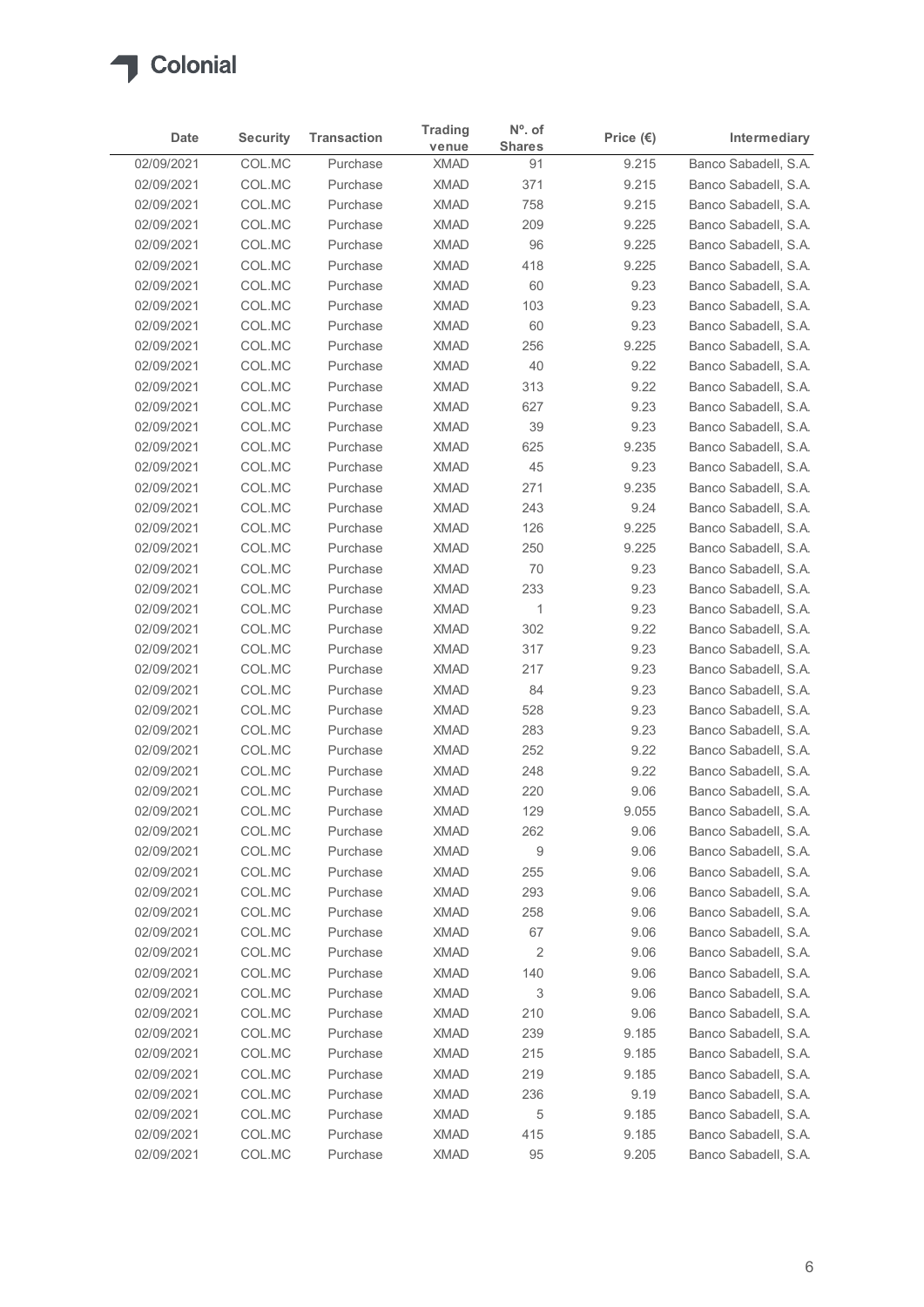Colonial

| Date | Security | Transaction | Trading venue | Nº. of Shares | Price (€) | Intermediary |
|---|---|---|---|---|---|---|
| 02/09/2021 | COL.MC | Purchase | XMAD | 91 | 9.215 | Banco Sabadell, S.A. |
| 02/09/2021 | COL.MC | Purchase | XMAD | 371 | 9.215 | Banco Sabadell, S.A. |
| 02/09/2021 | COL.MC | Purchase | XMAD | 758 | 9.215 | Banco Sabadell, S.A. |
| 02/09/2021 | COL.MC | Purchase | XMAD | 209 | 9.225 | Banco Sabadell, S.A. |
| 02/09/2021 | COL.MC | Purchase | XMAD | 96 | 9.225 | Banco Sabadell, S.A. |
| 02/09/2021 | COL.MC | Purchase | XMAD | 418 | 9.225 | Banco Sabadell, S.A. |
| 02/09/2021 | COL.MC | Purchase | XMAD | 60 | 9.23 | Banco Sabadell, S.A. |
| 02/09/2021 | COL.MC | Purchase | XMAD | 103 | 9.23 | Banco Sabadell, S.A. |
| 02/09/2021 | COL.MC | Purchase | XMAD | 60 | 9.23 | Banco Sabadell, S.A. |
| 02/09/2021 | COL.MC | Purchase | XMAD | 256 | 9.225 | Banco Sabadell, S.A. |
| 02/09/2021 | COL.MC | Purchase | XMAD | 40 | 9.22 | Banco Sabadell, S.A. |
| 02/09/2021 | COL.MC | Purchase | XMAD | 313 | 9.22 | Banco Sabadell, S.A. |
| 02/09/2021 | COL.MC | Purchase | XMAD | 627 | 9.23 | Banco Sabadell, S.A. |
| 02/09/2021 | COL.MC | Purchase | XMAD | 39 | 9.23 | Banco Sabadell, S.A. |
| 02/09/2021 | COL.MC | Purchase | XMAD | 625 | 9.235 | Banco Sabadell, S.A. |
| 02/09/2021 | COL.MC | Purchase | XMAD | 45 | 9.23 | Banco Sabadell, S.A. |
| 02/09/2021 | COL.MC | Purchase | XMAD | 271 | 9.235 | Banco Sabadell, S.A. |
| 02/09/2021 | COL.MC | Purchase | XMAD | 243 | 9.24 | Banco Sabadell, S.A. |
| 02/09/2021 | COL.MC | Purchase | XMAD | 126 | 9.225 | Banco Sabadell, S.A. |
| 02/09/2021 | COL.MC | Purchase | XMAD | 250 | 9.225 | Banco Sabadell, S.A. |
| 02/09/2021 | COL.MC | Purchase | XMAD | 70 | 9.23 | Banco Sabadell, S.A. |
| 02/09/2021 | COL.MC | Purchase | XMAD | 233 | 9.23 | Banco Sabadell, S.A. |
| 02/09/2021 | COL.MC | Purchase | XMAD | 1 | 9.23 | Banco Sabadell, S.A. |
| 02/09/2021 | COL.MC | Purchase | XMAD | 302 | 9.22 | Banco Sabadell, S.A. |
| 02/09/2021 | COL.MC | Purchase | XMAD | 317 | 9.23 | Banco Sabadell, S.A. |
| 02/09/2021 | COL.MC | Purchase | XMAD | 217 | 9.23 | Banco Sabadell, S.A. |
| 02/09/2021 | COL.MC | Purchase | XMAD | 84 | 9.23 | Banco Sabadell, S.A. |
| 02/09/2021 | COL.MC | Purchase | XMAD | 528 | 9.23 | Banco Sabadell, S.A. |
| 02/09/2021 | COL.MC | Purchase | XMAD | 283 | 9.23 | Banco Sabadell, S.A. |
| 02/09/2021 | COL.MC | Purchase | XMAD | 252 | 9.22 | Banco Sabadell, S.A. |
| 02/09/2021 | COL.MC | Purchase | XMAD | 248 | 9.22 | Banco Sabadell, S.A. |
| 02/09/2021 | COL.MC | Purchase | XMAD | 220 | 9.06 | Banco Sabadell, S.A. |
| 02/09/2021 | COL.MC | Purchase | XMAD | 129 | 9.055 | Banco Sabadell, S.A. |
| 02/09/2021 | COL.MC | Purchase | XMAD | 262 | 9.06 | Banco Sabadell, S.A. |
| 02/09/2021 | COL.MC | Purchase | XMAD | 9 | 9.06 | Banco Sabadell, S.A. |
| 02/09/2021 | COL.MC | Purchase | XMAD | 255 | 9.06 | Banco Sabadell, S.A. |
| 02/09/2021 | COL.MC | Purchase | XMAD | 293 | 9.06 | Banco Sabadell, S.A. |
| 02/09/2021 | COL.MC | Purchase | XMAD | 258 | 9.06 | Banco Sabadell, S.A. |
| 02/09/2021 | COL.MC | Purchase | XMAD | 67 | 9.06 | Banco Sabadell, S.A. |
| 02/09/2021 | COL.MC | Purchase | XMAD | 2 | 9.06 | Banco Sabadell, S.A. |
| 02/09/2021 | COL.MC | Purchase | XMAD | 140 | 9.06 | Banco Sabadell, S.A. |
| 02/09/2021 | COL.MC | Purchase | XMAD | 3 | 9.06 | Banco Sabadell, S.A. |
| 02/09/2021 | COL.MC | Purchase | XMAD | 210 | 9.06 | Banco Sabadell, S.A. |
| 02/09/2021 | COL.MC | Purchase | XMAD | 239 | 9.185 | Banco Sabadell, S.A. |
| 02/09/2021 | COL.MC | Purchase | XMAD | 215 | 9.185 | Banco Sabadell, S.A. |
| 02/09/2021 | COL.MC | Purchase | XMAD | 219 | 9.185 | Banco Sabadell, S.A. |
| 02/09/2021 | COL.MC | Purchase | XMAD | 236 | 9.19 | Banco Sabadell, S.A. |
| 02/09/2021 | COL.MC | Purchase | XMAD | 5 | 9.185 | Banco Sabadell, S.A. |
| 02/09/2021 | COL.MC | Purchase | XMAD | 415 | 9.185 | Banco Sabadell, S.A. |
| 02/09/2021 | COL.MC | Purchase | XMAD | 95 | 9.205 | Banco Sabadell, S.A. |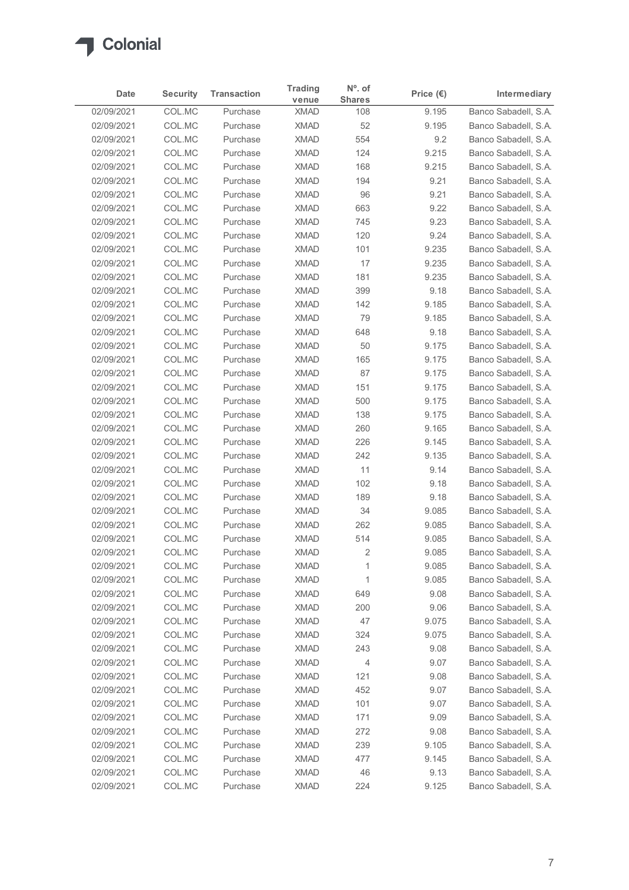| Date | Security | Transaction | Trading venue | Nº. of Shares | Price (€) | Intermediary |
|---|---|---|---|---|---|---|
| 02/09/2021 | COL.MC | Purchase | XMAD | 108 | 9.195 | Banco Sabadell, S.A. |
| 02/09/2021 | COL.MC | Purchase | XMAD | 52 | 9.195 | Banco Sabadell, S.A. |
| 02/09/2021 | COL.MC | Purchase | XMAD | 554 | 9.2 | Banco Sabadell, S.A. |
| 02/09/2021 | COL.MC | Purchase | XMAD | 124 | 9.215 | Banco Sabadell, S.A. |
| 02/09/2021 | COL.MC | Purchase | XMAD | 168 | 9.215 | Banco Sabadell, S.A. |
| 02/09/2021 | COL.MC | Purchase | XMAD | 194 | 9.21 | Banco Sabadell, S.A. |
| 02/09/2021 | COL.MC | Purchase | XMAD | 96 | 9.21 | Banco Sabadell, S.A. |
| 02/09/2021 | COL.MC | Purchase | XMAD | 663 | 9.22 | Banco Sabadell, S.A. |
| 02/09/2021 | COL.MC | Purchase | XMAD | 745 | 9.23 | Banco Sabadell, S.A. |
| 02/09/2021 | COL.MC | Purchase | XMAD | 120 | 9.24 | Banco Sabadell, S.A. |
| 02/09/2021 | COL.MC | Purchase | XMAD | 101 | 9.235 | Banco Sabadell, S.A. |
| 02/09/2021 | COL.MC | Purchase | XMAD | 17 | 9.235 | Banco Sabadell, S.A. |
| 02/09/2021 | COL.MC | Purchase | XMAD | 181 | 9.235 | Banco Sabadell, S.A. |
| 02/09/2021 | COL.MC | Purchase | XMAD | 399 | 9.18 | Banco Sabadell, S.A. |
| 02/09/2021 | COL.MC | Purchase | XMAD | 142 | 9.185 | Banco Sabadell, S.A. |
| 02/09/2021 | COL.MC | Purchase | XMAD | 79 | 9.185 | Banco Sabadell, S.A. |
| 02/09/2021 | COL.MC | Purchase | XMAD | 648 | 9.18 | Banco Sabadell, S.A. |
| 02/09/2021 | COL.MC | Purchase | XMAD | 50 | 9.175 | Banco Sabadell, S.A. |
| 02/09/2021 | COL.MC | Purchase | XMAD | 165 | 9.175 | Banco Sabadell, S.A. |
| 02/09/2021 | COL.MC | Purchase | XMAD | 87 | 9.175 | Banco Sabadell, S.A. |
| 02/09/2021 | COL.MC | Purchase | XMAD | 151 | 9.175 | Banco Sabadell, S.A. |
| 02/09/2021 | COL.MC | Purchase | XMAD | 500 | 9.175 | Banco Sabadell, S.A. |
| 02/09/2021 | COL.MC | Purchase | XMAD | 138 | 9.175 | Banco Sabadell, S.A. |
| 02/09/2021 | COL.MC | Purchase | XMAD | 260 | 9.165 | Banco Sabadell, S.A. |
| 02/09/2021 | COL.MC | Purchase | XMAD | 226 | 9.145 | Banco Sabadell, S.A. |
| 02/09/2021 | COL.MC | Purchase | XMAD | 242 | 9.135 | Banco Sabadell, S.A. |
| 02/09/2021 | COL.MC | Purchase | XMAD | 11 | 9.14 | Banco Sabadell, S.A. |
| 02/09/2021 | COL.MC | Purchase | XMAD | 102 | 9.18 | Banco Sabadell, S.A. |
| 02/09/2021 | COL.MC | Purchase | XMAD | 189 | 9.18 | Banco Sabadell, S.A. |
| 02/09/2021 | COL.MC | Purchase | XMAD | 34 | 9.085 | Banco Sabadell, S.A. |
| 02/09/2021 | COL.MC | Purchase | XMAD | 262 | 9.085 | Banco Sabadell, S.A. |
| 02/09/2021 | COL.MC | Purchase | XMAD | 514 | 9.085 | Banco Sabadell, S.A. |
| 02/09/2021 | COL.MC | Purchase | XMAD | 2 | 9.085 | Banco Sabadell, S.A. |
| 02/09/2021 | COL.MC | Purchase | XMAD | 1 | 9.085 | Banco Sabadell, S.A. |
| 02/09/2021 | COL.MC | Purchase | XMAD | 1 | 9.085 | Banco Sabadell, S.A. |
| 02/09/2021 | COL.MC | Purchase | XMAD | 649 | 9.08 | Banco Sabadell, S.A. |
| 02/09/2021 | COL.MC | Purchase | XMAD | 200 | 9.06 | Banco Sabadell, S.A. |
| 02/09/2021 | COL.MC | Purchase | XMAD | 47 | 9.075 | Banco Sabadell, S.A. |
| 02/09/2021 | COL.MC | Purchase | XMAD | 324 | 9.075 | Banco Sabadell, S.A. |
| 02/09/2021 | COL.MC | Purchase | XMAD | 243 | 9.08 | Banco Sabadell, S.A. |
| 02/09/2021 | COL.MC | Purchase | XMAD | 4 | 9.07 | Banco Sabadell, S.A. |
| 02/09/2021 | COL.MC | Purchase | XMAD | 121 | 9.08 | Banco Sabadell, S.A. |
| 02/09/2021 | COL.MC | Purchase | XMAD | 452 | 9.07 | Banco Sabadell, S.A. |
| 02/09/2021 | COL.MC | Purchase | XMAD | 101 | 9.07 | Banco Sabadell, S.A. |
| 02/09/2021 | COL.MC | Purchase | XMAD | 171 | 9.09 | Banco Sabadell, S.A. |
| 02/09/2021 | COL.MC | Purchase | XMAD | 272 | 9.08 | Banco Sabadell, S.A. |
| 02/09/2021 | COL.MC | Purchase | XMAD | 239 | 9.105 | Banco Sabadell, S.A. |
| 02/09/2021 | COL.MC | Purchase | XMAD | 477 | 9.145 | Banco Sabadell, S.A. |
| 02/09/2021 | COL.MC | Purchase | XMAD | 46 | 9.13 | Banco Sabadell, S.A. |
| 02/09/2021 | COL.MC | Purchase | XMAD | 224 | 9.125 | Banco Sabadell, S.A. |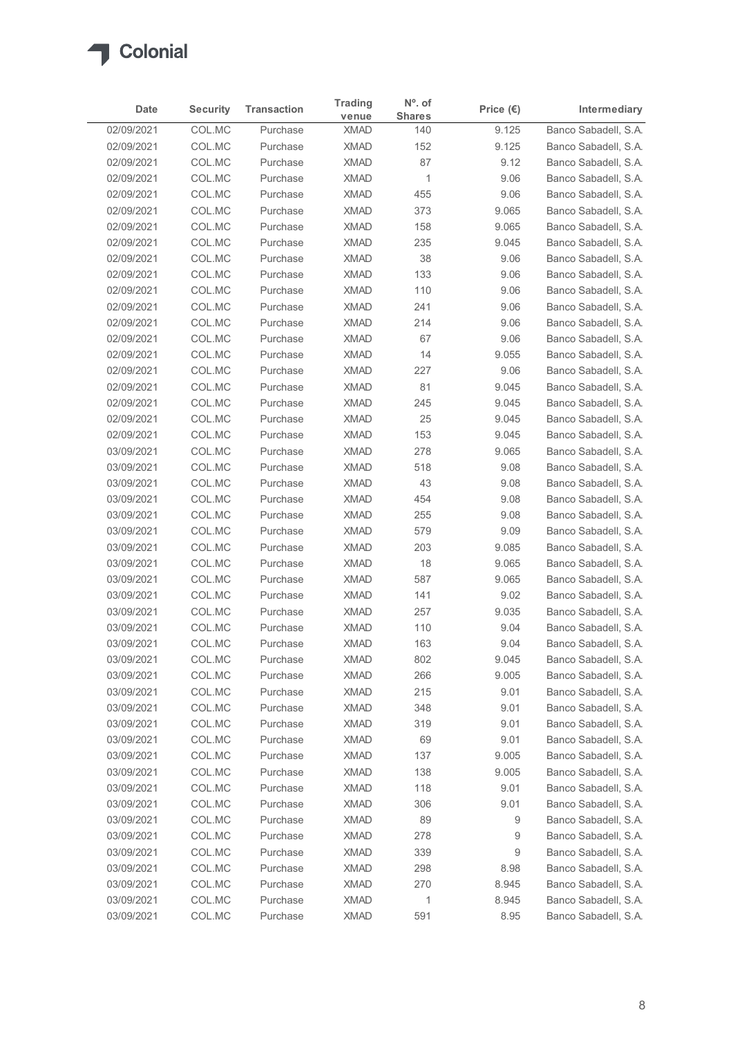# Colonial

| Date | Security | Transaction | Trading venue | Nº. of Shares | Price (€) | Intermediary |
|---|---|---|---|---|---|---|
| 02/09/2021 | COL.MC | Purchase | XMAD | 140 | 9.125 | Banco Sabadell, S.A. |
| 02/09/2021 | COL.MC | Purchase | XMAD | 152 | 9.125 | Banco Sabadell, S.A. |
| 02/09/2021 | COL.MC | Purchase | XMAD | 87 | 9.12 | Banco Sabadell, S.A. |
| 02/09/2021 | COL.MC | Purchase | XMAD | 1 | 9.06 | Banco Sabadell, S.A. |
| 02/09/2021 | COL.MC | Purchase | XMAD | 455 | 9.06 | Banco Sabadell, S.A. |
| 02/09/2021 | COL.MC | Purchase | XMAD | 373 | 9.065 | Banco Sabadell, S.A. |
| 02/09/2021 | COL.MC | Purchase | XMAD | 158 | 9.065 | Banco Sabadell, S.A. |
| 02/09/2021 | COL.MC | Purchase | XMAD | 235 | 9.045 | Banco Sabadell, S.A. |
| 02/09/2021 | COL.MC | Purchase | XMAD | 38 | 9.06 | Banco Sabadell, S.A. |
| 02/09/2021 | COL.MC | Purchase | XMAD | 133 | 9.06 | Banco Sabadell, S.A. |
| 02/09/2021 | COL.MC | Purchase | XMAD | 110 | 9.06 | Banco Sabadell, S.A. |
| 02/09/2021 | COL.MC | Purchase | XMAD | 241 | 9.06 | Banco Sabadell, S.A. |
| 02/09/2021 | COL.MC | Purchase | XMAD | 214 | 9.06 | Banco Sabadell, S.A. |
| 02/09/2021 | COL.MC | Purchase | XMAD | 67 | 9.06 | Banco Sabadell, S.A. |
| 02/09/2021 | COL.MC | Purchase | XMAD | 14 | 9.055 | Banco Sabadell, S.A. |
| 02/09/2021 | COL.MC | Purchase | XMAD | 227 | 9.06 | Banco Sabadell, S.A. |
| 02/09/2021 | COL.MC | Purchase | XMAD | 81 | 9.045 | Banco Sabadell, S.A. |
| 02/09/2021 | COL.MC | Purchase | XMAD | 245 | 9.045 | Banco Sabadell, S.A. |
| 02/09/2021 | COL.MC | Purchase | XMAD | 25 | 9.045 | Banco Sabadell, S.A. |
| 02/09/2021 | COL.MC | Purchase | XMAD | 153 | 9.045 | Banco Sabadell, S.A. |
| 03/09/2021 | COL.MC | Purchase | XMAD | 278 | 9.065 | Banco Sabadell, S.A. |
| 03/09/2021 | COL.MC | Purchase | XMAD | 518 | 9.08 | Banco Sabadell, S.A. |
| 03/09/2021 | COL.MC | Purchase | XMAD | 43 | 9.08 | Banco Sabadell, S.A. |
| 03/09/2021 | COL.MC | Purchase | XMAD | 454 | 9.08 | Banco Sabadell, S.A. |
| 03/09/2021 | COL.MC | Purchase | XMAD | 255 | 9.08 | Banco Sabadell, S.A. |
| 03/09/2021 | COL.MC | Purchase | XMAD | 579 | 9.09 | Banco Sabadell, S.A. |
| 03/09/2021 | COL.MC | Purchase | XMAD | 203 | 9.085 | Banco Sabadell, S.A. |
| 03/09/2021 | COL.MC | Purchase | XMAD | 18 | 9.065 | Banco Sabadell, S.A. |
| 03/09/2021 | COL.MC | Purchase | XMAD | 587 | 9.065 | Banco Sabadell, S.A. |
| 03/09/2021 | COL.MC | Purchase | XMAD | 141 | 9.02 | Banco Sabadell, S.A. |
| 03/09/2021 | COL.MC | Purchase | XMAD | 257 | 9.035 | Banco Sabadell, S.A. |
| 03/09/2021 | COL.MC | Purchase | XMAD | 110 | 9.04 | Banco Sabadell, S.A. |
| 03/09/2021 | COL.MC | Purchase | XMAD | 163 | 9.04 | Banco Sabadell, S.A. |
| 03/09/2021 | COL.MC | Purchase | XMAD | 802 | 9.045 | Banco Sabadell, S.A. |
| 03/09/2021 | COL.MC | Purchase | XMAD | 266 | 9.005 | Banco Sabadell, S.A. |
| 03/09/2021 | COL.MC | Purchase | XMAD | 215 | 9.01 | Banco Sabadell, S.A. |
| 03/09/2021 | COL.MC | Purchase | XMAD | 348 | 9.01 | Banco Sabadell, S.A. |
| 03/09/2021 | COL.MC | Purchase | XMAD | 319 | 9.01 | Banco Sabadell, S.A. |
| 03/09/2021 | COL.MC | Purchase | XMAD | 69 | 9.01 | Banco Sabadell, S.A. |
| 03/09/2021 | COL.MC | Purchase | XMAD | 137 | 9.005 | Banco Sabadell, S.A. |
| 03/09/2021 | COL.MC | Purchase | XMAD | 138 | 9.005 | Banco Sabadell, S.A. |
| 03/09/2021 | COL.MC | Purchase | XMAD | 118 | 9.01 | Banco Sabadell, S.A. |
| 03/09/2021 | COL.MC | Purchase | XMAD | 306 | 9.01 | Banco Sabadell, S.A. |
| 03/09/2021 | COL.MC | Purchase | XMAD | 89 | 9 | Banco Sabadell, S.A. |
| 03/09/2021 | COL.MC | Purchase | XMAD | 278 | 9 | Banco Sabadell, S.A. |
| 03/09/2021 | COL.MC | Purchase | XMAD | 339 | 9 | Banco Sabadell, S.A. |
| 03/09/2021 | COL.MC | Purchase | XMAD | 298 | 8.98 | Banco Sabadell, S.A. |
| 03/09/2021 | COL.MC | Purchase | XMAD | 270 | 8.945 | Banco Sabadell, S.A. |
| 03/09/2021 | COL.MC | Purchase | XMAD | 1 | 8.945 | Banco Sabadell, S.A. |
| 03/09/2021 | COL.MC | Purchase | XMAD | 591 | 8.95 | Banco Sabadell, S.A. |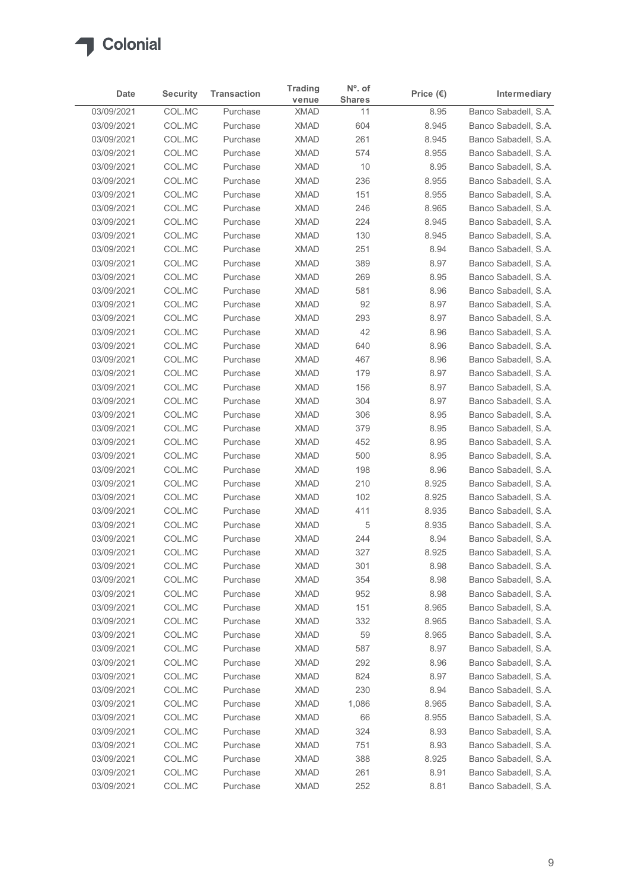Colonial

| Date | Security | Transaction | Trading venue | Nº. of Shares | Price (€) | Intermediary |
| --- | --- | --- | --- | --- | --- | --- |
| 03/09/2021 | COL.MC | Purchase | XMAD | 11 | 8.95 | Banco Sabadell, S.A. |
| 03/09/2021 | COL.MC | Purchase | XMAD | 604 | 8.945 | Banco Sabadell, S.A. |
| 03/09/2021 | COL.MC | Purchase | XMAD | 261 | 8.945 | Banco Sabadell, S.A. |
| 03/09/2021 | COL.MC | Purchase | XMAD | 574 | 8.955 | Banco Sabadell, S.A. |
| 03/09/2021 | COL.MC | Purchase | XMAD | 10 | 8.95 | Banco Sabadell, S.A. |
| 03/09/2021 | COL.MC | Purchase | XMAD | 236 | 8.955 | Banco Sabadell, S.A. |
| 03/09/2021 | COL.MC | Purchase | XMAD | 151 | 8.955 | Banco Sabadell, S.A. |
| 03/09/2021 | COL.MC | Purchase | XMAD | 246 | 8.965 | Banco Sabadell, S.A. |
| 03/09/2021 | COL.MC | Purchase | XMAD | 224 | 8.945 | Banco Sabadell, S.A. |
| 03/09/2021 | COL.MC | Purchase | XMAD | 130 | 8.945 | Banco Sabadell, S.A. |
| 03/09/2021 | COL.MC | Purchase | XMAD | 251 | 8.94 | Banco Sabadell, S.A. |
| 03/09/2021 | COL.MC | Purchase | XMAD | 389 | 8.97 | Banco Sabadell, S.A. |
| 03/09/2021 | COL.MC | Purchase | XMAD | 269 | 8.95 | Banco Sabadell, S.A. |
| 03/09/2021 | COL.MC | Purchase | XMAD | 581 | 8.96 | Banco Sabadell, S.A. |
| 03/09/2021 | COL.MC | Purchase | XMAD | 92 | 8.97 | Banco Sabadell, S.A. |
| 03/09/2021 | COL.MC | Purchase | XMAD | 293 | 8.97 | Banco Sabadell, S.A. |
| 03/09/2021 | COL.MC | Purchase | XMAD | 42 | 8.96 | Banco Sabadell, S.A. |
| 03/09/2021 | COL.MC | Purchase | XMAD | 640 | 8.96 | Banco Sabadell, S.A. |
| 03/09/2021 | COL.MC | Purchase | XMAD | 467 | 8.96 | Banco Sabadell, S.A. |
| 03/09/2021 | COL.MC | Purchase | XMAD | 179 | 8.97 | Banco Sabadell, S.A. |
| 03/09/2021 | COL.MC | Purchase | XMAD | 156 | 8.97 | Banco Sabadell, S.A. |
| 03/09/2021 | COL.MC | Purchase | XMAD | 304 | 8.97 | Banco Sabadell, S.A. |
| 03/09/2021 | COL.MC | Purchase | XMAD | 306 | 8.95 | Banco Sabadell, S.A. |
| 03/09/2021 | COL.MC | Purchase | XMAD | 379 | 8.95 | Banco Sabadell, S.A. |
| 03/09/2021 | COL.MC | Purchase | XMAD | 452 | 8.95 | Banco Sabadell, S.A. |
| 03/09/2021 | COL.MC | Purchase | XMAD | 500 | 8.95 | Banco Sabadell, S.A. |
| 03/09/2021 | COL.MC | Purchase | XMAD | 198 | 8.96 | Banco Sabadell, S.A. |
| 03/09/2021 | COL.MC | Purchase | XMAD | 210 | 8.925 | Banco Sabadell, S.A. |
| 03/09/2021 | COL.MC | Purchase | XMAD | 102 | 8.925 | Banco Sabadell, S.A. |
| 03/09/2021 | COL.MC | Purchase | XMAD | 411 | 8.935 | Banco Sabadell, S.A. |
| 03/09/2021 | COL.MC | Purchase | XMAD | 5 | 8.935 | Banco Sabadell, S.A. |
| 03/09/2021 | COL.MC | Purchase | XMAD | 244 | 8.94 | Banco Sabadell, S.A. |
| 03/09/2021 | COL.MC | Purchase | XMAD | 327 | 8.925 | Banco Sabadell, S.A. |
| 03/09/2021 | COL.MC | Purchase | XMAD | 301 | 8.98 | Banco Sabadell, S.A. |
| 03/09/2021 | COL.MC | Purchase | XMAD | 354 | 8.98 | Banco Sabadell, S.A. |
| 03/09/2021 | COL.MC | Purchase | XMAD | 952 | 8.98 | Banco Sabadell, S.A. |
| 03/09/2021 | COL.MC | Purchase | XMAD | 151 | 8.965 | Banco Sabadell, S.A. |
| 03/09/2021 | COL.MC | Purchase | XMAD | 332 | 8.965 | Banco Sabadell, S.A. |
| 03/09/2021 | COL.MC | Purchase | XMAD | 59 | 8.965 | Banco Sabadell, S.A. |
| 03/09/2021 | COL.MC | Purchase | XMAD | 587 | 8.97 | Banco Sabadell, S.A. |
| 03/09/2021 | COL.MC | Purchase | XMAD | 292 | 8.96 | Banco Sabadell, S.A. |
| 03/09/2021 | COL.MC | Purchase | XMAD | 824 | 8.97 | Banco Sabadell, S.A. |
| 03/09/2021 | COL.MC | Purchase | XMAD | 230 | 8.94 | Banco Sabadell, S.A. |
| 03/09/2021 | COL.MC | Purchase | XMAD | 1,086 | 8.965 | Banco Sabadell, S.A. |
| 03/09/2021 | COL.MC | Purchase | XMAD | 66 | 8.955 | Banco Sabadell, S.A. |
| 03/09/2021 | COL.MC | Purchase | XMAD | 324 | 8.93 | Banco Sabadell, S.A. |
| 03/09/2021 | COL.MC | Purchase | XMAD | 751 | 8.93 | Banco Sabadell, S.A. |
| 03/09/2021 | COL.MC | Purchase | XMAD | 388 | 8.925 | Banco Sabadell, S.A. |
| 03/09/2021 | COL.MC | Purchase | XMAD | 261 | 8.91 | Banco Sabadell, S.A. |
| 03/09/2021 | COL.MC | Purchase | XMAD | 252 | 8.81 | Banco Sabadell, S.A. |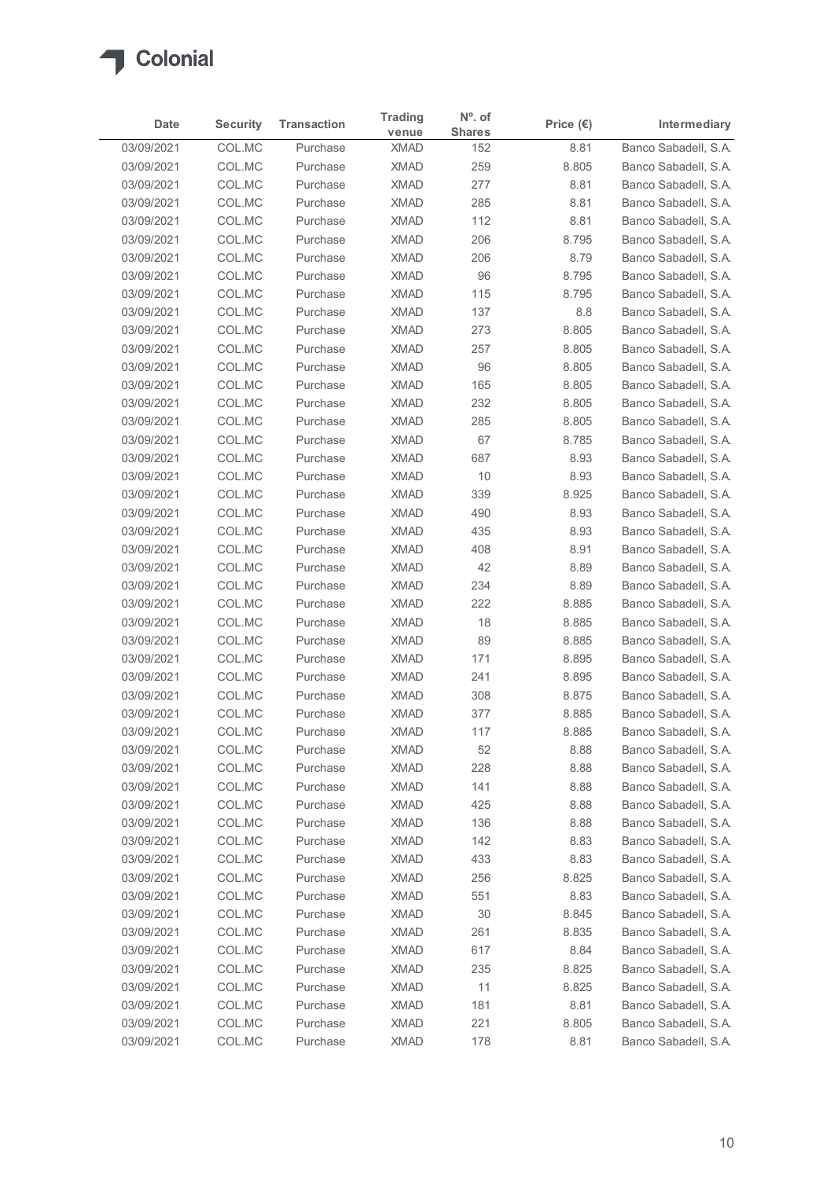Colonial

| Date | Security | Transaction | Trading venue | Nº. of Shares | Price (€) | Intermediary |
|---|---|---|---|---|---|---|
| 03/09/2021 | COL.MC | Purchase | XMAD | 152 | 8.81 | Banco Sabadell, S.A. |
| 03/09/2021 | COL.MC | Purchase | XMAD | 259 | 8.805 | Banco Sabadell, S.A. |
| 03/09/2021 | COL.MC | Purchase | XMAD | 277 | 8.81 | Banco Sabadell, S.A. |
| 03/09/2021 | COL.MC | Purchase | XMAD | 285 | 8.81 | Banco Sabadell, S.A. |
| 03/09/2021 | COL.MC | Purchase | XMAD | 112 | 8.81 | Banco Sabadell, S.A. |
| 03/09/2021 | COL.MC | Purchase | XMAD | 206 | 8.795 | Banco Sabadell, S.A. |
| 03/09/2021 | COL.MC | Purchase | XMAD | 206 | 8.79 | Banco Sabadell, S.A. |
| 03/09/2021 | COL.MC | Purchase | XMAD | 96 | 8.795 | Banco Sabadell, S.A. |
| 03/09/2021 | COL.MC | Purchase | XMAD | 115 | 8.795 | Banco Sabadell, S.A. |
| 03/09/2021 | COL.MC | Purchase | XMAD | 137 | 8.8 | Banco Sabadell, S.A. |
| 03/09/2021 | COL.MC | Purchase | XMAD | 273 | 8.805 | Banco Sabadell, S.A. |
| 03/09/2021 | COL.MC | Purchase | XMAD | 257 | 8.805 | Banco Sabadell, S.A. |
| 03/09/2021 | COL.MC | Purchase | XMAD | 96 | 8.805 | Banco Sabadell, S.A. |
| 03/09/2021 | COL.MC | Purchase | XMAD | 165 | 8.805 | Banco Sabadell, S.A. |
| 03/09/2021 | COL.MC | Purchase | XMAD | 232 | 8.805 | Banco Sabadell, S.A. |
| 03/09/2021 | COL.MC | Purchase | XMAD | 285 | 8.805 | Banco Sabadell, S.A. |
| 03/09/2021 | COL.MC | Purchase | XMAD | 67 | 8.785 | Banco Sabadell, S.A. |
| 03/09/2021 | COL.MC | Purchase | XMAD | 687 | 8.93 | Banco Sabadell, S.A. |
| 03/09/2021 | COL.MC | Purchase | XMAD | 10 | 8.93 | Banco Sabadell, S.A. |
| 03/09/2021 | COL.MC | Purchase | XMAD | 339 | 8.925 | Banco Sabadell, S.A. |
| 03/09/2021 | COL.MC | Purchase | XMAD | 490 | 8.93 | Banco Sabadell, S.A. |
| 03/09/2021 | COL.MC | Purchase | XMAD | 435 | 8.93 | Banco Sabadell, S.A. |
| 03/09/2021 | COL.MC | Purchase | XMAD | 408 | 8.91 | Banco Sabadell, S.A. |
| 03/09/2021 | COL.MC | Purchase | XMAD | 42 | 8.89 | Banco Sabadell, S.A. |
| 03/09/2021 | COL.MC | Purchase | XMAD | 234 | 8.89 | Banco Sabadell, S.A. |
| 03/09/2021 | COL.MC | Purchase | XMAD | 222 | 8.885 | Banco Sabadell, S.A. |
| 03/09/2021 | COL.MC | Purchase | XMAD | 18 | 8.885 | Banco Sabadell, S.A. |
| 03/09/2021 | COL.MC | Purchase | XMAD | 89 | 8.885 | Banco Sabadell, S.A. |
| 03/09/2021 | COL.MC | Purchase | XMAD | 171 | 8.895 | Banco Sabadell, S.A. |
| 03/09/2021 | COL.MC | Purchase | XMAD | 241 | 8.895 | Banco Sabadell, S.A. |
| 03/09/2021 | COL.MC | Purchase | XMAD | 308 | 8.875 | Banco Sabadell, S.A. |
| 03/09/2021 | COL.MC | Purchase | XMAD | 377 | 8.885 | Banco Sabadell, S.A. |
| 03/09/2021 | COL.MC | Purchase | XMAD | 117 | 8.885 | Banco Sabadell, S.A. |
| 03/09/2021 | COL.MC | Purchase | XMAD | 52 | 8.88 | Banco Sabadell, S.A. |
| 03/09/2021 | COL.MC | Purchase | XMAD | 228 | 8.88 | Banco Sabadell, S.A. |
| 03/09/2021 | COL.MC | Purchase | XMAD | 141 | 8.88 | Banco Sabadell, S.A. |
| 03/09/2021 | COL.MC | Purchase | XMAD | 425 | 8.88 | Banco Sabadell, S.A. |
| 03/09/2021 | COL.MC | Purchase | XMAD | 136 | 8.88 | Banco Sabadell, S.A. |
| 03/09/2021 | COL.MC | Purchase | XMAD | 142 | 8.83 | Banco Sabadell, S.A. |
| 03/09/2021 | COL.MC | Purchase | XMAD | 433 | 8.83 | Banco Sabadell, S.A. |
| 03/09/2021 | COL.MC | Purchase | XMAD | 256 | 8.825 | Banco Sabadell, S.A. |
| 03/09/2021 | COL.MC | Purchase | XMAD | 551 | 8.83 | Banco Sabadell, S.A. |
| 03/09/2021 | COL.MC | Purchase | XMAD | 30 | 8.845 | Banco Sabadell, S.A. |
| 03/09/2021 | COL.MC | Purchase | XMAD | 261 | 8.835 | Banco Sabadell, S.A. |
| 03/09/2021 | COL.MC | Purchase | XMAD | 617 | 8.84 | Banco Sabadell, S.A. |
| 03/09/2021 | COL.MC | Purchase | XMAD | 235 | 8.825 | Banco Sabadell, S.A. |
| 03/09/2021 | COL.MC | Purchase | XMAD | 11 | 8.825 | Banco Sabadell, S.A. |
| 03/09/2021 | COL.MC | Purchase | XMAD | 181 | 8.81 | Banco Sabadell, S.A. |
| 03/09/2021 | COL.MC | Purchase | XMAD | 221 | 8.805 | Banco Sabadell, S.A. |
| 03/09/2021 | COL.MC | Purchase | XMAD | 178 | 8.81 | Banco Sabadell, S.A. |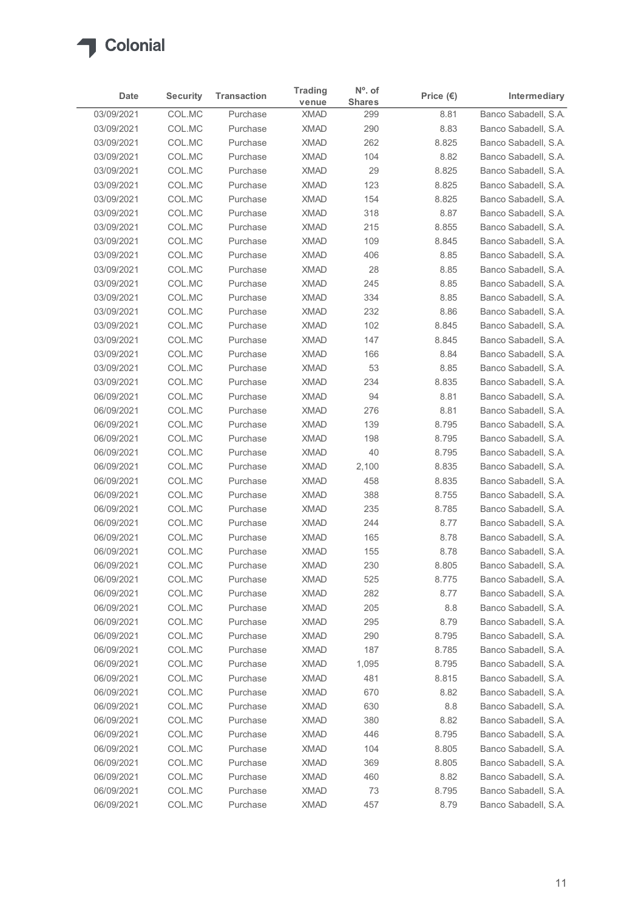Colonial

| Date | Security | Transaction | Trading venue | Nº. of Shares | Price (€) | Intermediary |
|---|---|---|---|---|---|---|
| 03/09/2021 | COL.MC | Purchase | XMAD | 299 | 8.81 | Banco Sabadell, S.A. |
| 03/09/2021 | COL.MC | Purchase | XMAD | 290 | 8.83 | Banco Sabadell, S.A. |
| 03/09/2021 | COL.MC | Purchase | XMAD | 262 | 8.825 | Banco Sabadell, S.A. |
| 03/09/2021 | COL.MC | Purchase | XMAD | 104 | 8.82 | Banco Sabadell, S.A. |
| 03/09/2021 | COL.MC | Purchase | XMAD | 29 | 8.825 | Banco Sabadell, S.A. |
| 03/09/2021 | COL.MC | Purchase | XMAD | 123 | 8.825 | Banco Sabadell, S.A. |
| 03/09/2021 | COL.MC | Purchase | XMAD | 154 | 8.825 | Banco Sabadell, S.A. |
| 03/09/2021 | COL.MC | Purchase | XMAD | 318 | 8.87 | Banco Sabadell, S.A. |
| 03/09/2021 | COL.MC | Purchase | XMAD | 215 | 8.855 | Banco Sabadell, S.A. |
| 03/09/2021 | COL.MC | Purchase | XMAD | 109 | 8.845 | Banco Sabadell, S.A. |
| 03/09/2021 | COL.MC | Purchase | XMAD | 406 | 8.85 | Banco Sabadell, S.A. |
| 03/09/2021 | COL.MC | Purchase | XMAD | 28 | 8.85 | Banco Sabadell, S.A. |
| 03/09/2021 | COL.MC | Purchase | XMAD | 245 | 8.85 | Banco Sabadell, S.A. |
| 03/09/2021 | COL.MC | Purchase | XMAD | 334 | 8.85 | Banco Sabadell, S.A. |
| 03/09/2021 | COL.MC | Purchase | XMAD | 232 | 8.86 | Banco Sabadell, S.A. |
| 03/09/2021 | COL.MC | Purchase | XMAD | 102 | 8.845 | Banco Sabadell, S.A. |
| 03/09/2021 | COL.MC | Purchase | XMAD | 147 | 8.845 | Banco Sabadell, S.A. |
| 03/09/2021 | COL.MC | Purchase | XMAD | 166 | 8.84 | Banco Sabadell, S.A. |
| 03/09/2021 | COL.MC | Purchase | XMAD | 53 | 8.85 | Banco Sabadell, S.A. |
| 03/09/2021 | COL.MC | Purchase | XMAD | 234 | 8.835 | Banco Sabadell, S.A. |
| 06/09/2021 | COL.MC | Purchase | XMAD | 94 | 8.81 | Banco Sabadell, S.A. |
| 06/09/2021 | COL.MC | Purchase | XMAD | 276 | 8.81 | Banco Sabadell, S.A. |
| 06/09/2021 | COL.MC | Purchase | XMAD | 139 | 8.795 | Banco Sabadell, S.A. |
| 06/09/2021 | COL.MC | Purchase | XMAD | 198 | 8.795 | Banco Sabadell, S.A. |
| 06/09/2021 | COL.MC | Purchase | XMAD | 40 | 8.795 | Banco Sabadell, S.A. |
| 06/09/2021 | COL.MC | Purchase | XMAD | 2,100 | 8.835 | Banco Sabadell, S.A. |
| 06/09/2021 | COL.MC | Purchase | XMAD | 458 | 8.835 | Banco Sabadell, S.A. |
| 06/09/2021 | COL.MC | Purchase | XMAD | 388 | 8.755 | Banco Sabadell, S.A. |
| 06/09/2021 | COL.MC | Purchase | XMAD | 235 | 8.785 | Banco Sabadell, S.A. |
| 06/09/2021 | COL.MC | Purchase | XMAD | 244 | 8.77 | Banco Sabadell, S.A. |
| 06/09/2021 | COL.MC | Purchase | XMAD | 165 | 8.78 | Banco Sabadell, S.A. |
| 06/09/2021 | COL.MC | Purchase | XMAD | 155 | 8.78 | Banco Sabadell, S.A. |
| 06/09/2021 | COL.MC | Purchase | XMAD | 230 | 8.805 | Banco Sabadell, S.A. |
| 06/09/2021 | COL.MC | Purchase | XMAD | 525 | 8.775 | Banco Sabadell, S.A. |
| 06/09/2021 | COL.MC | Purchase | XMAD | 282 | 8.77 | Banco Sabadell, S.A. |
| 06/09/2021 | COL.MC | Purchase | XMAD | 205 | 8.8 | Banco Sabadell, S.A. |
| 06/09/2021 | COL.MC | Purchase | XMAD | 295 | 8.79 | Banco Sabadell, S.A. |
| 06/09/2021 | COL.MC | Purchase | XMAD | 290 | 8.795 | Banco Sabadell, S.A. |
| 06/09/2021 | COL.MC | Purchase | XMAD | 187 | 8.785 | Banco Sabadell, S.A. |
| 06/09/2021 | COL.MC | Purchase | XMAD | 1,095 | 8.795 | Banco Sabadell, S.A. |
| 06/09/2021 | COL.MC | Purchase | XMAD | 481 | 8.815 | Banco Sabadell, S.A. |
| 06/09/2021 | COL.MC | Purchase | XMAD | 670 | 8.82 | Banco Sabadell, S.A. |
| 06/09/2021 | COL.MC | Purchase | XMAD | 630 | 8.8 | Banco Sabadell, S.A. |
| 06/09/2021 | COL.MC | Purchase | XMAD | 380 | 8.82 | Banco Sabadell, S.A. |
| 06/09/2021 | COL.MC | Purchase | XMAD | 446 | 8.795 | Banco Sabadell, S.A. |
| 06/09/2021 | COL.MC | Purchase | XMAD | 104 | 8.805 | Banco Sabadell, S.A. |
| 06/09/2021 | COL.MC | Purchase | XMAD | 369 | 8.805 | Banco Sabadell, S.A. |
| 06/09/2021 | COL.MC | Purchase | XMAD | 460 | 8.82 | Banco Sabadell, S.A. |
| 06/09/2021 | COL.MC | Purchase | XMAD | 73 | 8.795 | Banco Sabadell, S.A. |
| 06/09/2021 | COL.MC | Purchase | XMAD | 457 | 8.79 | Banco Sabadell, S.A. |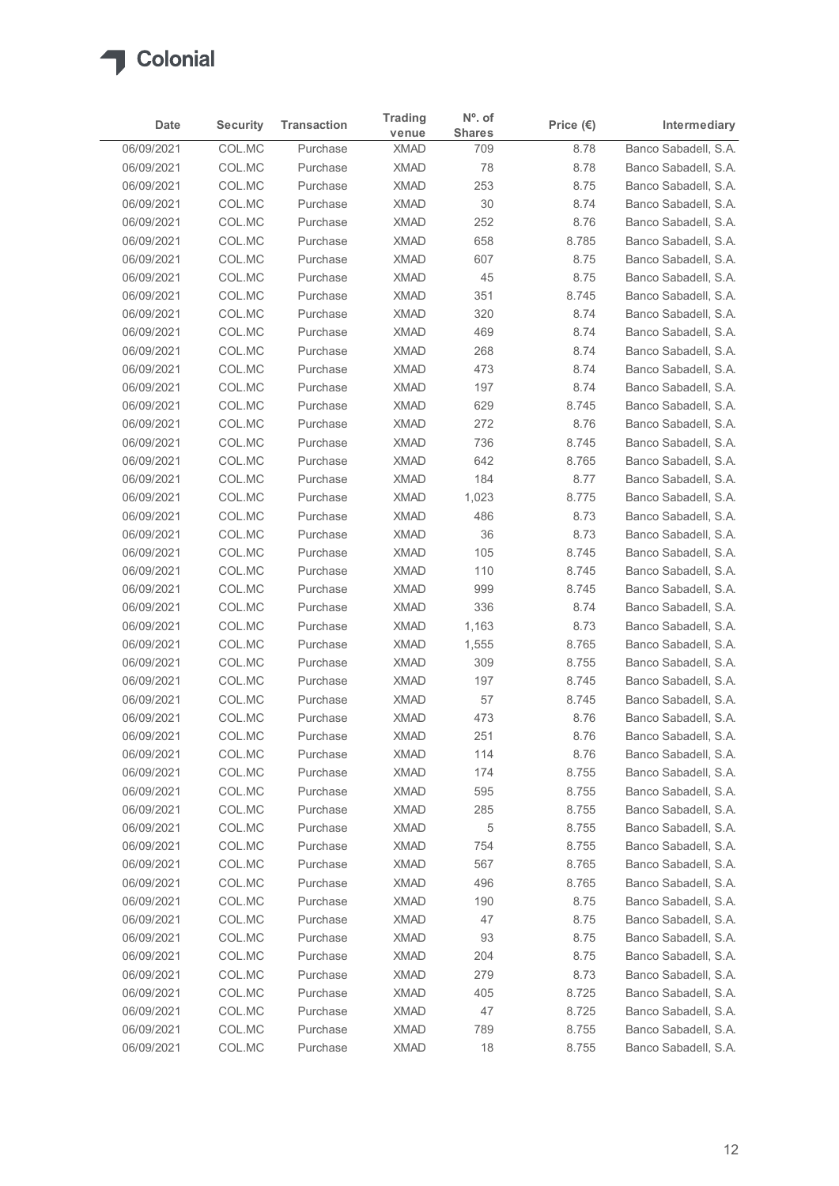# Colonial

| Date | Security | Transaction | Trading venue | Nº. of Shares | Price (€) | Intermediary |
|---|---|---|---|---|---|---|
| 06/09/2021 | COL.MC | Purchase | XMAD | 709 | 8.78 | Banco Sabadell, S.A. |
| 06/09/2021 | COL.MC | Purchase | XMAD | 78 | 8.78 | Banco Sabadell, S.A. |
| 06/09/2021 | COL.MC | Purchase | XMAD | 253 | 8.75 | Banco Sabadell, S.A. |
| 06/09/2021 | COL.MC | Purchase | XMAD | 30 | 8.74 | Banco Sabadell, S.A. |
| 06/09/2021 | COL.MC | Purchase | XMAD | 252 | 8.76 | Banco Sabadell, S.A. |
| 06/09/2021 | COL.MC | Purchase | XMAD | 658 | 8.785 | Banco Sabadell, S.A. |
| 06/09/2021 | COL.MC | Purchase | XMAD | 607 | 8.75 | Banco Sabadell, S.A. |
| 06/09/2021 | COL.MC | Purchase | XMAD | 45 | 8.75 | Banco Sabadell, S.A. |
| 06/09/2021 | COL.MC | Purchase | XMAD | 351 | 8.745 | Banco Sabadell, S.A. |
| 06/09/2021 | COL.MC | Purchase | XMAD | 320 | 8.74 | Banco Sabadell, S.A. |
| 06/09/2021 | COL.MC | Purchase | XMAD | 469 | 8.74 | Banco Sabadell, S.A. |
| 06/09/2021 | COL.MC | Purchase | XMAD | 268 | 8.74 | Banco Sabadell, S.A. |
| 06/09/2021 | COL.MC | Purchase | XMAD | 473 | 8.74 | Banco Sabadell, S.A. |
| 06/09/2021 | COL.MC | Purchase | XMAD | 197 | 8.74 | Banco Sabadell, S.A. |
| 06/09/2021 | COL.MC | Purchase | XMAD | 629 | 8.745 | Banco Sabadell, S.A. |
| 06/09/2021 | COL.MC | Purchase | XMAD | 272 | 8.76 | Banco Sabadell, S.A. |
| 06/09/2021 | COL.MC | Purchase | XMAD | 736 | 8.745 | Banco Sabadell, S.A. |
| 06/09/2021 | COL.MC | Purchase | XMAD | 642 | 8.765 | Banco Sabadell, S.A. |
| 06/09/2021 | COL.MC | Purchase | XMAD | 184 | 8.77 | Banco Sabadell, S.A. |
| 06/09/2021 | COL.MC | Purchase | XMAD | 1,023 | 8.775 | Banco Sabadell, S.A. |
| 06/09/2021 | COL.MC | Purchase | XMAD | 486 | 8.73 | Banco Sabadell, S.A. |
| 06/09/2021 | COL.MC | Purchase | XMAD | 36 | 8.73 | Banco Sabadell, S.A. |
| 06/09/2021 | COL.MC | Purchase | XMAD | 105 | 8.745 | Banco Sabadell, S.A. |
| 06/09/2021 | COL.MC | Purchase | XMAD | 110 | 8.745 | Banco Sabadell, S.A. |
| 06/09/2021 | COL.MC | Purchase | XMAD | 999 | 8.745 | Banco Sabadell, S.A. |
| 06/09/2021 | COL.MC | Purchase | XMAD | 336 | 8.74 | Banco Sabadell, S.A. |
| 06/09/2021 | COL.MC | Purchase | XMAD | 1,163 | 8.73 | Banco Sabadell, S.A. |
| 06/09/2021 | COL.MC | Purchase | XMAD | 1,555 | 8.765 | Banco Sabadell, S.A. |
| 06/09/2021 | COL.MC | Purchase | XMAD | 309 | 8.755 | Banco Sabadell, S.A. |
| 06/09/2021 | COL.MC | Purchase | XMAD | 197 | 8.745 | Banco Sabadell, S.A. |
| 06/09/2021 | COL.MC | Purchase | XMAD | 57 | 8.745 | Banco Sabadell, S.A. |
| 06/09/2021 | COL.MC | Purchase | XMAD | 473 | 8.76 | Banco Sabadell, S.A. |
| 06/09/2021 | COL.MC | Purchase | XMAD | 251 | 8.76 | Banco Sabadell, S.A. |
| 06/09/2021 | COL.MC | Purchase | XMAD | 114 | 8.76 | Banco Sabadell, S.A. |
| 06/09/2021 | COL.MC | Purchase | XMAD | 174 | 8.755 | Banco Sabadell, S.A. |
| 06/09/2021 | COL.MC | Purchase | XMAD | 595 | 8.755 | Banco Sabadell, S.A. |
| 06/09/2021 | COL.MC | Purchase | XMAD | 285 | 8.755 | Banco Sabadell, S.A. |
| 06/09/2021 | COL.MC | Purchase | XMAD | 5 | 8.755 | Banco Sabadell, S.A. |
| 06/09/2021 | COL.MC | Purchase | XMAD | 754 | 8.755 | Banco Sabadell, S.A. |
| 06/09/2021 | COL.MC | Purchase | XMAD | 567 | 8.765 | Banco Sabadell, S.A. |
| 06/09/2021 | COL.MC | Purchase | XMAD | 496 | 8.765 | Banco Sabadell, S.A. |
| 06/09/2021 | COL.MC | Purchase | XMAD | 190 | 8.75 | Banco Sabadell, S.A. |
| 06/09/2021 | COL.MC | Purchase | XMAD | 47 | 8.75 | Banco Sabadell, S.A. |
| 06/09/2021 | COL.MC | Purchase | XMAD | 93 | 8.75 | Banco Sabadell, S.A. |
| 06/09/2021 | COL.MC | Purchase | XMAD | 204 | 8.75 | Banco Sabadell, S.A. |
| 06/09/2021 | COL.MC | Purchase | XMAD | 279 | 8.73 | Banco Sabadell, S.A. |
| 06/09/2021 | COL.MC | Purchase | XMAD | 405 | 8.725 | Banco Sabadell, S.A. |
| 06/09/2021 | COL.MC | Purchase | XMAD | 47 | 8.725 | Banco Sabadell, S.A. |
| 06/09/2021 | COL.MC | Purchase | XMAD | 789 | 8.755 | Banco Sabadell, S.A. |
| 06/09/2021 | COL.MC | Purchase | XMAD | 18 | 8.755 | Banco Sabadell, S.A. |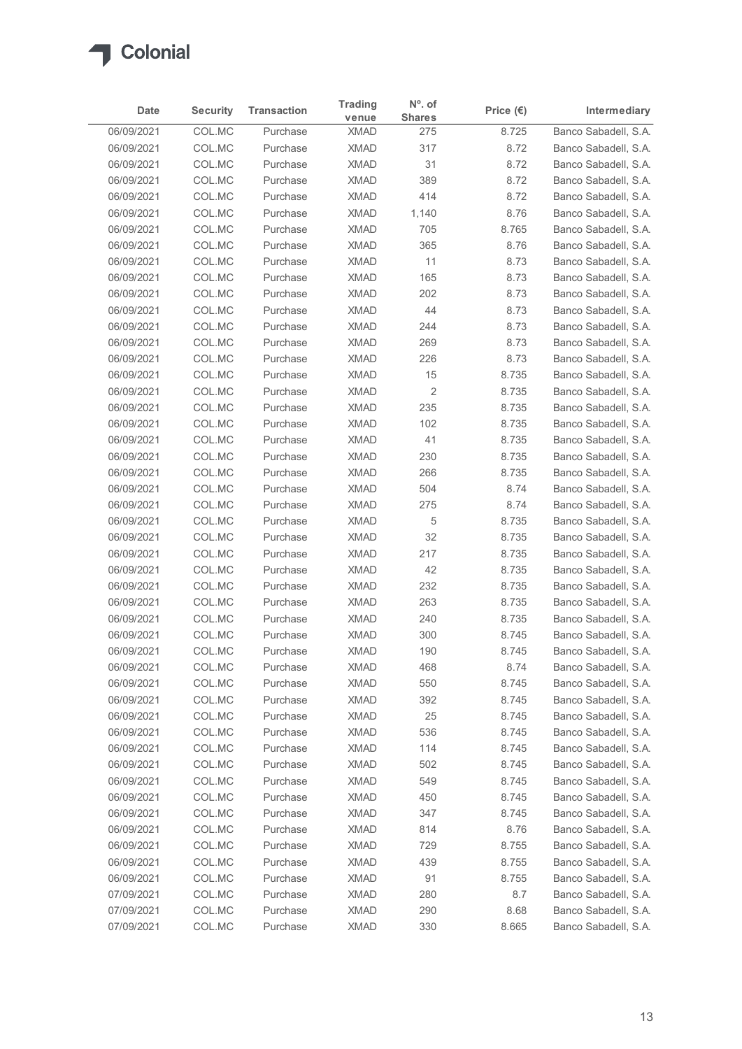Colonial

| Date | Security | Transaction | Trading venue | Nº. of Shares | Price (€) | Intermediary |
|---|---|---|---|---|---|---|
| 06/09/2021 | COL.MC | Purchase | XMAD | 275 | 8.725 | Banco Sabadell, S.A. |
| 06/09/2021 | COL.MC | Purchase | XMAD | 317 | 8.72 | Banco Sabadell, S.A. |
| 06/09/2021 | COL.MC | Purchase | XMAD | 31 | 8.72 | Banco Sabadell, S.A. |
| 06/09/2021 | COL.MC | Purchase | XMAD | 389 | 8.72 | Banco Sabadell, S.A. |
| 06/09/2021 | COL.MC | Purchase | XMAD | 414 | 8.72 | Banco Sabadell, S.A. |
| 06/09/2021 | COL.MC | Purchase | XMAD | 1,140 | 8.76 | Banco Sabadell, S.A. |
| 06/09/2021 | COL.MC | Purchase | XMAD | 705 | 8.765 | Banco Sabadell, S.A. |
| 06/09/2021 | COL.MC | Purchase | XMAD | 365 | 8.76 | Banco Sabadell, S.A. |
| 06/09/2021 | COL.MC | Purchase | XMAD | 11 | 8.73 | Banco Sabadell, S.A. |
| 06/09/2021 | COL.MC | Purchase | XMAD | 165 | 8.73 | Banco Sabadell, S.A. |
| 06/09/2021 | COL.MC | Purchase | XMAD | 202 | 8.73 | Banco Sabadell, S.A. |
| 06/09/2021 | COL.MC | Purchase | XMAD | 44 | 8.73 | Banco Sabadell, S.A. |
| 06/09/2021 | COL.MC | Purchase | XMAD | 244 | 8.73 | Banco Sabadell, S.A. |
| 06/09/2021 | COL.MC | Purchase | XMAD | 269 | 8.73 | Banco Sabadell, S.A. |
| 06/09/2021 | COL.MC | Purchase | XMAD | 226 | 8.73 | Banco Sabadell, S.A. |
| 06/09/2021 | COL.MC | Purchase | XMAD | 15 | 8.735 | Banco Sabadell, S.A. |
| 06/09/2021 | COL.MC | Purchase | XMAD | 2 | 8.735 | Banco Sabadell, S.A. |
| 06/09/2021 | COL.MC | Purchase | XMAD | 235 | 8.735 | Banco Sabadell, S.A. |
| 06/09/2021 | COL.MC | Purchase | XMAD | 102 | 8.735 | Banco Sabadell, S.A. |
| 06/09/2021 | COL.MC | Purchase | XMAD | 41 | 8.735 | Banco Sabadell, S.A. |
| 06/09/2021 | COL.MC | Purchase | XMAD | 230 | 8.735 | Banco Sabadell, S.A. |
| 06/09/2021 | COL.MC | Purchase | XMAD | 266 | 8.735 | Banco Sabadell, S.A. |
| 06/09/2021 | COL.MC | Purchase | XMAD | 504 | 8.74 | Banco Sabadell, S.A. |
| 06/09/2021 | COL.MC | Purchase | XMAD | 275 | 8.74 | Banco Sabadell, S.A. |
| 06/09/2021 | COL.MC | Purchase | XMAD | 5 | 8.735 | Banco Sabadell, S.A. |
| 06/09/2021 | COL.MC | Purchase | XMAD | 32 | 8.735 | Banco Sabadell, S.A. |
| 06/09/2021 | COL.MC | Purchase | XMAD | 217 | 8.735 | Banco Sabadell, S.A. |
| 06/09/2021 | COL.MC | Purchase | XMAD | 42 | 8.735 | Banco Sabadell, S.A. |
| 06/09/2021 | COL.MC | Purchase | XMAD | 232 | 8.735 | Banco Sabadell, S.A. |
| 06/09/2021 | COL.MC | Purchase | XMAD | 263 | 8.735 | Banco Sabadell, S.A. |
| 06/09/2021 | COL.MC | Purchase | XMAD | 240 | 8.735 | Banco Sabadell, S.A. |
| 06/09/2021 | COL.MC | Purchase | XMAD | 300 | 8.745 | Banco Sabadell, S.A. |
| 06/09/2021 | COL.MC | Purchase | XMAD | 190 | 8.745 | Banco Sabadell, S.A. |
| 06/09/2021 | COL.MC | Purchase | XMAD | 468 | 8.74 | Banco Sabadell, S.A. |
| 06/09/2021 | COL.MC | Purchase | XMAD | 550 | 8.745 | Banco Sabadell, S.A. |
| 06/09/2021 | COL.MC | Purchase | XMAD | 392 | 8.745 | Banco Sabadell, S.A. |
| 06/09/2021 | COL.MC | Purchase | XMAD | 25 | 8.745 | Banco Sabadell, S.A. |
| 06/09/2021 | COL.MC | Purchase | XMAD | 536 | 8.745 | Banco Sabadell, S.A. |
| 06/09/2021 | COL.MC | Purchase | XMAD | 114 | 8.745 | Banco Sabadell, S.A. |
| 06/09/2021 | COL.MC | Purchase | XMAD | 502 | 8.745 | Banco Sabadell, S.A. |
| 06/09/2021 | COL.MC | Purchase | XMAD | 549 | 8.745 | Banco Sabadell, S.A. |
| 06/09/2021 | COL.MC | Purchase | XMAD | 450 | 8.745 | Banco Sabadell, S.A. |
| 06/09/2021 | COL.MC | Purchase | XMAD | 347 | 8.745 | Banco Sabadell, S.A. |
| 06/09/2021 | COL.MC | Purchase | XMAD | 814 | 8.76 | Banco Sabadell, S.A. |
| 06/09/2021 | COL.MC | Purchase | XMAD | 729 | 8.755 | Banco Sabadell, S.A. |
| 06/09/2021 | COL.MC | Purchase | XMAD | 439 | 8.755 | Banco Sabadell, S.A. |
| 06/09/2021 | COL.MC | Purchase | XMAD | 91 | 8.755 | Banco Sabadell, S.A. |
| 07/09/2021 | COL.MC | Purchase | XMAD | 280 | 8.7 | Banco Sabadell, S.A. |
| 07/09/2021 | COL.MC | Purchase | XMAD | 290 | 8.68 | Banco Sabadell, S.A. |
| 07/09/2021 | COL.MC | Purchase | XMAD | 330 | 8.665 | Banco Sabadell, S.A. |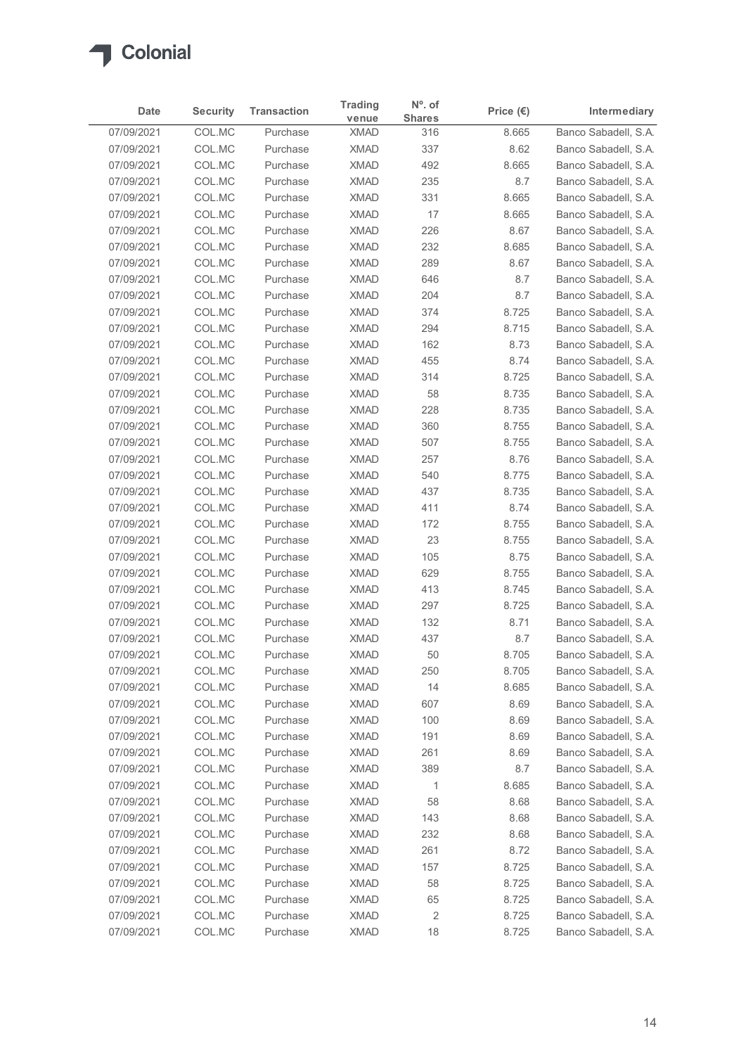# Colonial

| Date | Security | Transaction | Trading venue | Nº. of Shares | Price (€) | Intermediary |
|---|---|---|---|---|---|---|
| 07/09/2021 | COL.MC | Purchase | XMAD | 316 | 8.665 | Banco Sabadell, S.A. |
| 07/09/2021 | COL.MC | Purchase | XMAD | 337 | 8.62 | Banco Sabadell, S.A. |
| 07/09/2021 | COL.MC | Purchase | XMAD | 492 | 8.665 | Banco Sabadell, S.A. |
| 07/09/2021 | COL.MC | Purchase | XMAD | 235 | 8.7 | Banco Sabadell, S.A. |
| 07/09/2021 | COL.MC | Purchase | XMAD | 331 | 8.665 | Banco Sabadell, S.A. |
| 07/09/2021 | COL.MC | Purchase | XMAD | 17 | 8.665 | Banco Sabadell, S.A. |
| 07/09/2021 | COL.MC | Purchase | XMAD | 226 | 8.67 | Banco Sabadell, S.A. |
| 07/09/2021 | COL.MC | Purchase | XMAD | 232 | 8.685 | Banco Sabadell, S.A. |
| 07/09/2021 | COL.MC | Purchase | XMAD | 289 | 8.67 | Banco Sabadell, S.A. |
| 07/09/2021 | COL.MC | Purchase | XMAD | 646 | 8.7 | Banco Sabadell, S.A. |
| 07/09/2021 | COL.MC | Purchase | XMAD | 204 | 8.7 | Banco Sabadell, S.A. |
| 07/09/2021 | COL.MC | Purchase | XMAD | 374 | 8.725 | Banco Sabadell, S.A. |
| 07/09/2021 | COL.MC | Purchase | XMAD | 294 | 8.715 | Banco Sabadell, S.A. |
| 07/09/2021 | COL.MC | Purchase | XMAD | 162 | 8.73 | Banco Sabadell, S.A. |
| 07/09/2021 | COL.MC | Purchase | XMAD | 455 | 8.74 | Banco Sabadell, S.A. |
| 07/09/2021 | COL.MC | Purchase | XMAD | 314 | 8.725 | Banco Sabadell, S.A. |
| 07/09/2021 | COL.MC | Purchase | XMAD | 58 | 8.735 | Banco Sabadell, S.A. |
| 07/09/2021 | COL.MC | Purchase | XMAD | 228 | 8.735 | Banco Sabadell, S.A. |
| 07/09/2021 | COL.MC | Purchase | XMAD | 360 | 8.755 | Banco Sabadell, S.A. |
| 07/09/2021 | COL.MC | Purchase | XMAD | 507 | 8.755 | Banco Sabadell, S.A. |
| 07/09/2021 | COL.MC | Purchase | XMAD | 257 | 8.76 | Banco Sabadell, S.A. |
| 07/09/2021 | COL.MC | Purchase | XMAD | 540 | 8.775 | Banco Sabadell, S.A. |
| 07/09/2021 | COL.MC | Purchase | XMAD | 437 | 8.735 | Banco Sabadell, S.A. |
| 07/09/2021 | COL.MC | Purchase | XMAD | 411 | 8.74 | Banco Sabadell, S.A. |
| 07/09/2021 | COL.MC | Purchase | XMAD | 172 | 8.755 | Banco Sabadell, S.A. |
| 07/09/2021 | COL.MC | Purchase | XMAD | 23 | 8.755 | Banco Sabadell, S.A. |
| 07/09/2021 | COL.MC | Purchase | XMAD | 105 | 8.75 | Banco Sabadell, S.A. |
| 07/09/2021 | COL.MC | Purchase | XMAD | 629 | 8.755 | Banco Sabadell, S.A. |
| 07/09/2021 | COL.MC | Purchase | XMAD | 413 | 8.745 | Banco Sabadell, S.A. |
| 07/09/2021 | COL.MC | Purchase | XMAD | 297 | 8.725 | Banco Sabadell, S.A. |
| 07/09/2021 | COL.MC | Purchase | XMAD | 132 | 8.71 | Banco Sabadell, S.A. |
| 07/09/2021 | COL.MC | Purchase | XMAD | 437 | 8.7 | Banco Sabadell, S.A. |
| 07/09/2021 | COL.MC | Purchase | XMAD | 50 | 8.705 | Banco Sabadell, S.A. |
| 07/09/2021 | COL.MC | Purchase | XMAD | 250 | 8.705 | Banco Sabadell, S.A. |
| 07/09/2021 | COL.MC | Purchase | XMAD | 14 | 8.685 | Banco Sabadell, S.A. |
| 07/09/2021 | COL.MC | Purchase | XMAD | 607 | 8.69 | Banco Sabadell, S.A. |
| 07/09/2021 | COL.MC | Purchase | XMAD | 100 | 8.69 | Banco Sabadell, S.A. |
| 07/09/2021 | COL.MC | Purchase | XMAD | 191 | 8.69 | Banco Sabadell, S.A. |
| 07/09/2021 | COL.MC | Purchase | XMAD | 261 | 8.69 | Banco Sabadell, S.A. |
| 07/09/2021 | COL.MC | Purchase | XMAD | 389 | 8.7 | Banco Sabadell, S.A. |
| 07/09/2021 | COL.MC | Purchase | XMAD | 1 | 8.685 | Banco Sabadell, S.A. |
| 07/09/2021 | COL.MC | Purchase | XMAD | 58 | 8.68 | Banco Sabadell, S.A. |
| 07/09/2021 | COL.MC | Purchase | XMAD | 143 | 8.68 | Banco Sabadell, S.A. |
| 07/09/2021 | COL.MC | Purchase | XMAD | 232 | 8.68 | Banco Sabadell, S.A. |
| 07/09/2021 | COL.MC | Purchase | XMAD | 261 | 8.72 | Banco Sabadell, S.A. |
| 07/09/2021 | COL.MC | Purchase | XMAD | 157 | 8.725 | Banco Sabadell, S.A. |
| 07/09/2021 | COL.MC | Purchase | XMAD | 58 | 8.725 | Banco Sabadell, S.A. |
| 07/09/2021 | COL.MC | Purchase | XMAD | 65 | 8.725 | Banco Sabadell, S.A. |
| 07/09/2021 | COL.MC | Purchase | XMAD | 2 | 8.725 | Banco Sabadell, S.A. |
| 07/09/2021 | COL.MC | Purchase | XMAD | 18 | 8.725 | Banco Sabadell, S.A. |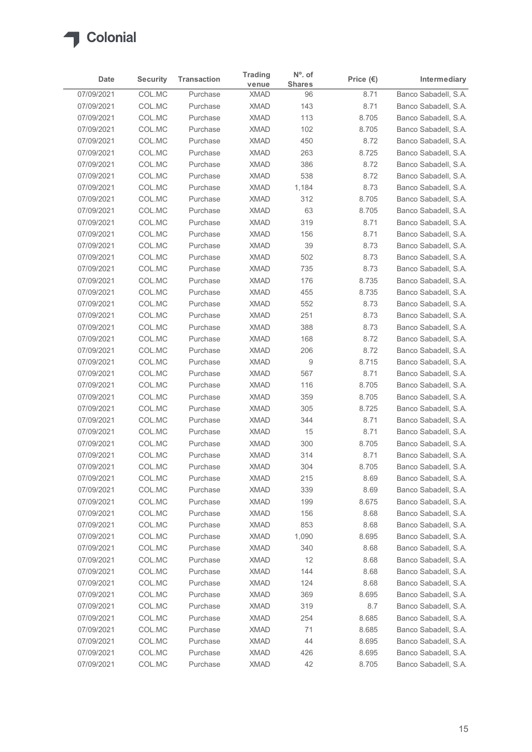Colonial

| Date | Security | Transaction | Trading venue | Nº. of Shares | Price (€) | Intermediary |
|---|---|---|---|---|---|---|
| 07/09/2021 | COL.MC | Purchase | XMAD | 96 | 8.71 | Banco Sabadell, S.A. |
| 07/09/2021 | COL.MC | Purchase | XMAD | 143 | 8.71 | Banco Sabadell, S.A. |
| 07/09/2021 | COL.MC | Purchase | XMAD | 113 | 8.705 | Banco Sabadell, S.A. |
| 07/09/2021 | COL.MC | Purchase | XMAD | 102 | 8.705 | Banco Sabadell, S.A. |
| 07/09/2021 | COL.MC | Purchase | XMAD | 450 | 8.72 | Banco Sabadell, S.A. |
| 07/09/2021 | COL.MC | Purchase | XMAD | 263 | 8.725 | Banco Sabadell, S.A. |
| 07/09/2021 | COL.MC | Purchase | XMAD | 386 | 8.72 | Banco Sabadell, S.A. |
| 07/09/2021 | COL.MC | Purchase | XMAD | 538 | 8.72 | Banco Sabadell, S.A. |
| 07/09/2021 | COL.MC | Purchase | XMAD | 1,184 | 8.73 | Banco Sabadell, S.A. |
| 07/09/2021 | COL.MC | Purchase | XMAD | 312 | 8.705 | Banco Sabadell, S.A. |
| 07/09/2021 | COL.MC | Purchase | XMAD | 63 | 8.705 | Banco Sabadell, S.A. |
| 07/09/2021 | COL.MC | Purchase | XMAD | 319 | 8.71 | Banco Sabadell, S.A. |
| 07/09/2021 | COL.MC | Purchase | XMAD | 156 | 8.71 | Banco Sabadell, S.A. |
| 07/09/2021 | COL.MC | Purchase | XMAD | 39 | 8.73 | Banco Sabadell, S.A. |
| 07/09/2021 | COL.MC | Purchase | XMAD | 502 | 8.73 | Banco Sabadell, S.A. |
| 07/09/2021 | COL.MC | Purchase | XMAD | 735 | 8.73 | Banco Sabadell, S.A. |
| 07/09/2021 | COL.MC | Purchase | XMAD | 176 | 8.735 | Banco Sabadell, S.A. |
| 07/09/2021 | COL.MC | Purchase | XMAD | 455 | 8.735 | Banco Sabadell, S.A. |
| 07/09/2021 | COL.MC | Purchase | XMAD | 552 | 8.73 | Banco Sabadell, S.A. |
| 07/09/2021 | COL.MC | Purchase | XMAD | 251 | 8.73 | Banco Sabadell, S.A. |
| 07/09/2021 | COL.MC | Purchase | XMAD | 388 | 8.73 | Banco Sabadell, S.A. |
| 07/09/2021 | COL.MC | Purchase | XMAD | 168 | 8.72 | Banco Sabadell, S.A. |
| 07/09/2021 | COL.MC | Purchase | XMAD | 206 | 8.72 | Banco Sabadell, S.A. |
| 07/09/2021 | COL.MC | Purchase | XMAD | 9 | 8.715 | Banco Sabadell, S.A. |
| 07/09/2021 | COL.MC | Purchase | XMAD | 567 | 8.71 | Banco Sabadell, S.A. |
| 07/09/2021 | COL.MC | Purchase | XMAD | 116 | 8.705 | Banco Sabadell, S.A. |
| 07/09/2021 | COL.MC | Purchase | XMAD | 359 | 8.705 | Banco Sabadell, S.A. |
| 07/09/2021 | COL.MC | Purchase | XMAD | 305 | 8.725 | Banco Sabadell, S.A. |
| 07/09/2021 | COL.MC | Purchase | XMAD | 344 | 8.71 | Banco Sabadell, S.A. |
| 07/09/2021 | COL.MC | Purchase | XMAD | 15 | 8.71 | Banco Sabadell, S.A. |
| 07/09/2021 | COL.MC | Purchase | XMAD | 300 | 8.705 | Banco Sabadell, S.A. |
| 07/09/2021 | COL.MC | Purchase | XMAD | 314 | 8.71 | Banco Sabadell, S.A. |
| 07/09/2021 | COL.MC | Purchase | XMAD | 304 | 8.705 | Banco Sabadell, S.A. |
| 07/09/2021 | COL.MC | Purchase | XMAD | 215 | 8.69 | Banco Sabadell, S.A. |
| 07/09/2021 | COL.MC | Purchase | XMAD | 339 | 8.69 | Banco Sabadell, S.A. |
| 07/09/2021 | COL.MC | Purchase | XMAD | 199 | 8.675 | Banco Sabadell, S.A. |
| 07/09/2021 | COL.MC | Purchase | XMAD | 156 | 8.68 | Banco Sabadell, S.A. |
| 07/09/2021 | COL.MC | Purchase | XMAD | 853 | 8.68 | Banco Sabadell, S.A. |
| 07/09/2021 | COL.MC | Purchase | XMAD | 1,090 | 8.695 | Banco Sabadell, S.A. |
| 07/09/2021 | COL.MC | Purchase | XMAD | 340 | 8.68 | Banco Sabadell, S.A. |
| 07/09/2021 | COL.MC | Purchase | XMAD | 12 | 8.68 | Banco Sabadell, S.A. |
| 07/09/2021 | COL.MC | Purchase | XMAD | 144 | 8.68 | Banco Sabadell, S.A. |
| 07/09/2021 | COL.MC | Purchase | XMAD | 124 | 8.68 | Banco Sabadell, S.A. |
| 07/09/2021 | COL.MC | Purchase | XMAD | 369 | 8.695 | Banco Sabadell, S.A. |
| 07/09/2021 | COL.MC | Purchase | XMAD | 319 | 8.7 | Banco Sabadell, S.A. |
| 07/09/2021 | COL.MC | Purchase | XMAD | 254 | 8.685 | Banco Sabadell, S.A. |
| 07/09/2021 | COL.MC | Purchase | XMAD | 71 | 8.685 | Banco Sabadell, S.A. |
| 07/09/2021 | COL.MC | Purchase | XMAD | 44 | 8.695 | Banco Sabadell, S.A. |
| 07/09/2021 | COL.MC | Purchase | XMAD | 426 | 8.695 | Banco Sabadell, S.A. |
| 07/09/2021 | COL.MC | Purchase | XMAD | 42 | 8.705 | Banco Sabadell, S.A. |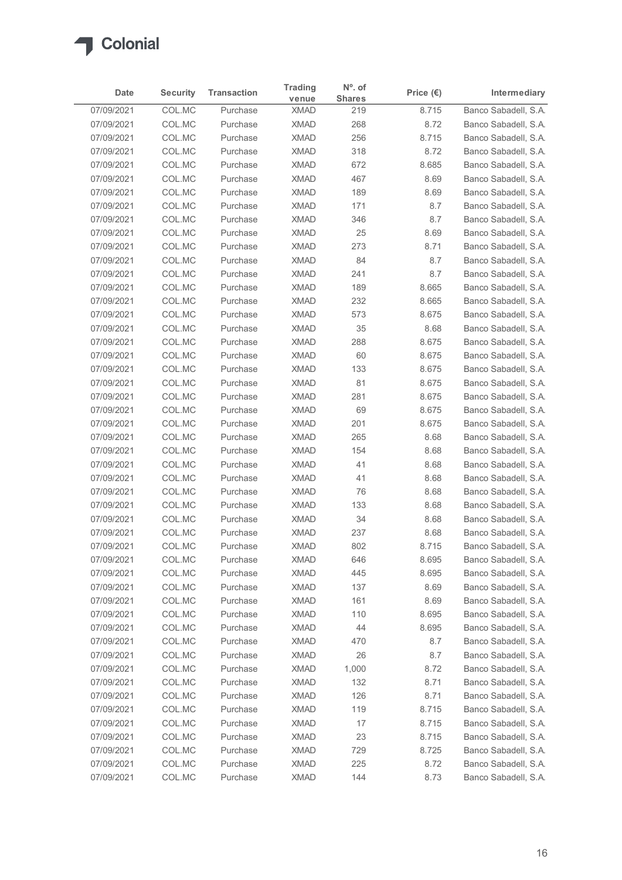| Date | Security | Transaction | Trading venue | Nº. of Shares | Price (€) | Intermediary |
|---|---|---|---|---|---|---|
| 07/09/2021 | COL.MC | Purchase | XMAD | 219 | 8.715 | Banco Sabadell, S.A. |
| 07/09/2021 | COL.MC | Purchase | XMAD | 268 | 8.72 | Banco Sabadell, S.A. |
| 07/09/2021 | COL.MC | Purchase | XMAD | 256 | 8.715 | Banco Sabadell, S.A. |
| 07/09/2021 | COL.MC | Purchase | XMAD | 318 | 8.72 | Banco Sabadell, S.A. |
| 07/09/2021 | COL.MC | Purchase | XMAD | 672 | 8.685 | Banco Sabadell, S.A. |
| 07/09/2021 | COL.MC | Purchase | XMAD | 467 | 8.69 | Banco Sabadell, S.A. |
| 07/09/2021 | COL.MC | Purchase | XMAD | 189 | 8.69 | Banco Sabadell, S.A. |
| 07/09/2021 | COL.MC | Purchase | XMAD | 171 | 8.7 | Banco Sabadell, S.A. |
| 07/09/2021 | COL.MC | Purchase | XMAD | 346 | 8.7 | Banco Sabadell, S.A. |
| 07/09/2021 | COL.MC | Purchase | XMAD | 25 | 8.69 | Banco Sabadell, S.A. |
| 07/09/2021 | COL.MC | Purchase | XMAD | 273 | 8.71 | Banco Sabadell, S.A. |
| 07/09/2021 | COL.MC | Purchase | XMAD | 84 | 8.7 | Banco Sabadell, S.A. |
| 07/09/2021 | COL.MC | Purchase | XMAD | 241 | 8.7 | Banco Sabadell, S.A. |
| 07/09/2021 | COL.MC | Purchase | XMAD | 189 | 8.665 | Banco Sabadell, S.A. |
| 07/09/2021 | COL.MC | Purchase | XMAD | 232 | 8.665 | Banco Sabadell, S.A. |
| 07/09/2021 | COL.MC | Purchase | XMAD | 573 | 8.675 | Banco Sabadell, S.A. |
| 07/09/2021 | COL.MC | Purchase | XMAD | 35 | 8.68 | Banco Sabadell, S.A. |
| 07/09/2021 | COL.MC | Purchase | XMAD | 288 | 8.675 | Banco Sabadell, S.A. |
| 07/09/2021 | COL.MC | Purchase | XMAD | 60 | 8.675 | Banco Sabadell, S.A. |
| 07/09/2021 | COL.MC | Purchase | XMAD | 133 | 8.675 | Banco Sabadell, S.A. |
| 07/09/2021 | COL.MC | Purchase | XMAD | 81 | 8.675 | Banco Sabadell, S.A. |
| 07/09/2021 | COL.MC | Purchase | XMAD | 281 | 8.675 | Banco Sabadell, S.A. |
| 07/09/2021 | COL.MC | Purchase | XMAD | 69 | 8.675 | Banco Sabadell, S.A. |
| 07/09/2021 | COL.MC | Purchase | XMAD | 201 | 8.675 | Banco Sabadell, S.A. |
| 07/09/2021 | COL.MC | Purchase | XMAD | 265 | 8.68 | Banco Sabadell, S.A. |
| 07/09/2021 | COL.MC | Purchase | XMAD | 154 | 8.68 | Banco Sabadell, S.A. |
| 07/09/2021 | COL.MC | Purchase | XMAD | 41 | 8.68 | Banco Sabadell, S.A. |
| 07/09/2021 | COL.MC | Purchase | XMAD | 41 | 8.68 | Banco Sabadell, S.A. |
| 07/09/2021 | COL.MC | Purchase | XMAD | 76 | 8.68 | Banco Sabadell, S.A. |
| 07/09/2021 | COL.MC | Purchase | XMAD | 133 | 8.68 | Banco Sabadell, S.A. |
| 07/09/2021 | COL.MC | Purchase | XMAD | 34 | 8.68 | Banco Sabadell, S.A. |
| 07/09/2021 | COL.MC | Purchase | XMAD | 237 | 8.68 | Banco Sabadell, S.A. |
| 07/09/2021 | COL.MC | Purchase | XMAD | 802 | 8.715 | Banco Sabadell, S.A. |
| 07/09/2021 | COL.MC | Purchase | XMAD | 646 | 8.695 | Banco Sabadell, S.A. |
| 07/09/2021 | COL.MC | Purchase | XMAD | 445 | 8.695 | Banco Sabadell, S.A. |
| 07/09/2021 | COL.MC | Purchase | XMAD | 137 | 8.69 | Banco Sabadell, S.A. |
| 07/09/2021 | COL.MC | Purchase | XMAD | 161 | 8.69 | Banco Sabadell, S.A. |
| 07/09/2021 | COL.MC | Purchase | XMAD | 110 | 8.695 | Banco Sabadell, S.A. |
| 07/09/2021 | COL.MC | Purchase | XMAD | 44 | 8.695 | Banco Sabadell, S.A. |
| 07/09/2021 | COL.MC | Purchase | XMAD | 470 | 8.7 | Banco Sabadell, S.A. |
| 07/09/2021 | COL.MC | Purchase | XMAD | 26 | 8.7 | Banco Sabadell, S.A. |
| 07/09/2021 | COL.MC | Purchase | XMAD | 1,000 | 8.72 | Banco Sabadell, S.A. |
| 07/09/2021 | COL.MC | Purchase | XMAD | 132 | 8.71 | Banco Sabadell, S.A. |
| 07/09/2021 | COL.MC | Purchase | XMAD | 126 | 8.71 | Banco Sabadell, S.A. |
| 07/09/2021 | COL.MC | Purchase | XMAD | 119 | 8.715 | Banco Sabadell, S.A. |
| 07/09/2021 | COL.MC | Purchase | XMAD | 17 | 8.715 | Banco Sabadell, S.A. |
| 07/09/2021 | COL.MC | Purchase | XMAD | 23 | 8.715 | Banco Sabadell, S.A. |
| 07/09/2021 | COL.MC | Purchase | XMAD | 729 | 8.725 | Banco Sabadell, S.A. |
| 07/09/2021 | COL.MC | Purchase | XMAD | 225 | 8.72 | Banco Sabadell, S.A. |
| 07/09/2021 | COL.MC | Purchase | XMAD | 144 | 8.73 | Banco Sabadell, S.A. |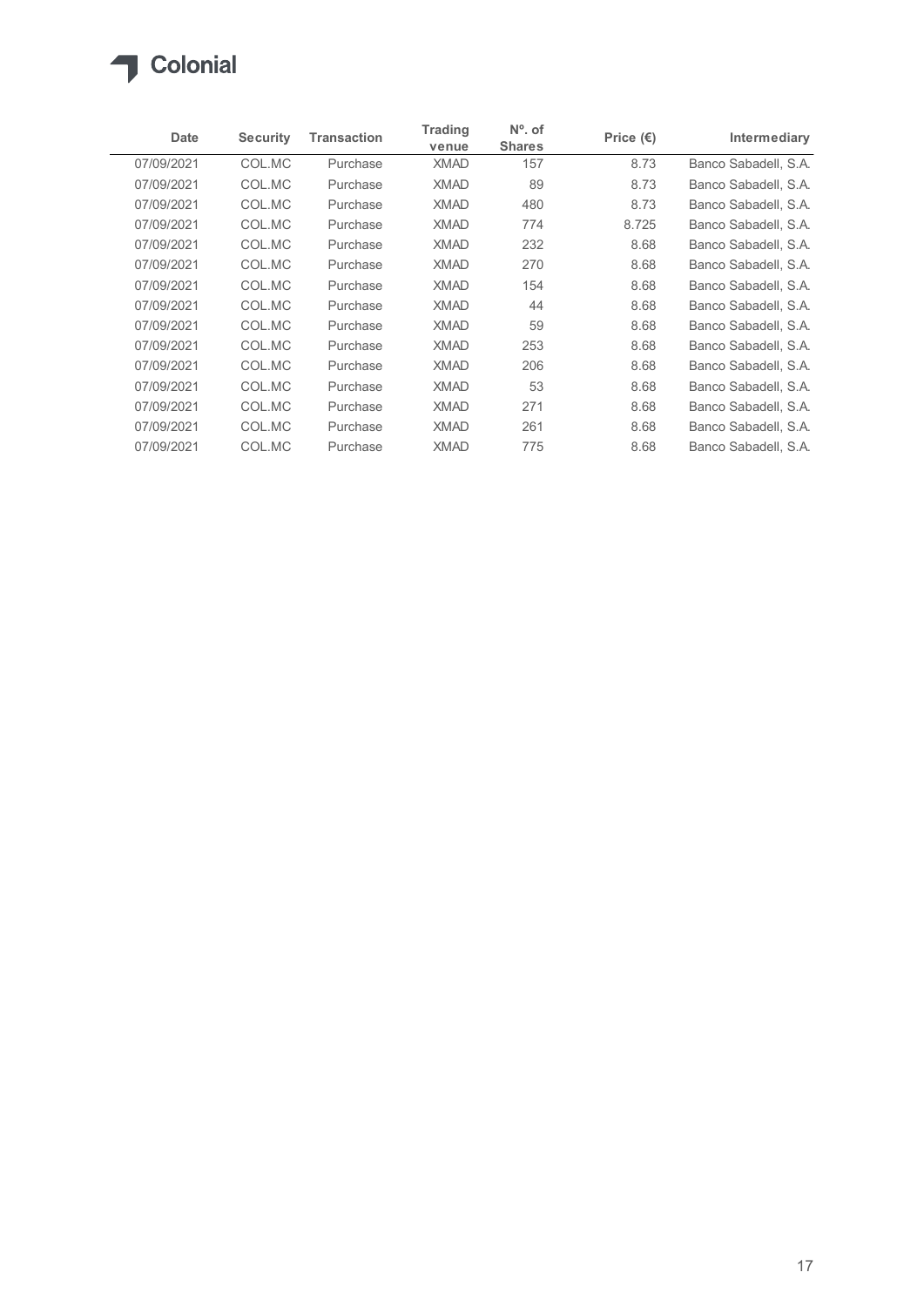# Colonial

| Date | Security | Transaction | Trading venue | Nº. of Shares | Price (€) | Intermediary |
|---|---|---|---|---|---|---|
| 07/09/2021 | COL.MC | Purchase | XMAD | 157 | 8.73 | Banco Sabadell, S.A. |
| 07/09/2021 | COL.MC | Purchase | XMAD | 89 | 8.73 | Banco Sabadell, S.A. |
| 07/09/2021 | COL.MC | Purchase | XMAD | 480 | 8.73 | Banco Sabadell, S.A. |
| 07/09/2021 | COL.MC | Purchase | XMAD | 774 | 8.725 | Banco Sabadell, S.A. |
| 07/09/2021 | COL.MC | Purchase | XMAD | 232 | 8.68 | Banco Sabadell, S.A. |
| 07/09/2021 | COL.MC | Purchase | XMAD | 270 | 8.68 | Banco Sabadell, S.A. |
| 07/09/2021 | COL.MC | Purchase | XMAD | 154 | 8.68 | Banco Sabadell, S.A. |
| 07/09/2021 | COL.MC | Purchase | XMAD | 44 | 8.68 | Banco Sabadell, S.A. |
| 07/09/2021 | COL.MC | Purchase | XMAD | 59 | 8.68 | Banco Sabadell, S.A. |
| 07/09/2021 | COL.MC | Purchase | XMAD | 253 | 8.68 | Banco Sabadell, S.A. |
| 07/09/2021 | COL.MC | Purchase | XMAD | 206 | 8.68 | Banco Sabadell, S.A. |
| 07/09/2021 | COL.MC | Purchase | XMAD | 53 | 8.68 | Banco Sabadell, S.A. |
| 07/09/2021 | COL.MC | Purchase | XMAD | 271 | 8.68 | Banco Sabadell, S.A. |
| 07/09/2021 | COL.MC | Purchase | XMAD | 261 | 8.68 | Banco Sabadell, S.A. |
| 07/09/2021 | COL.MC | Purchase | XMAD | 775 | 8.68 | Banco Sabadell, S.A. |